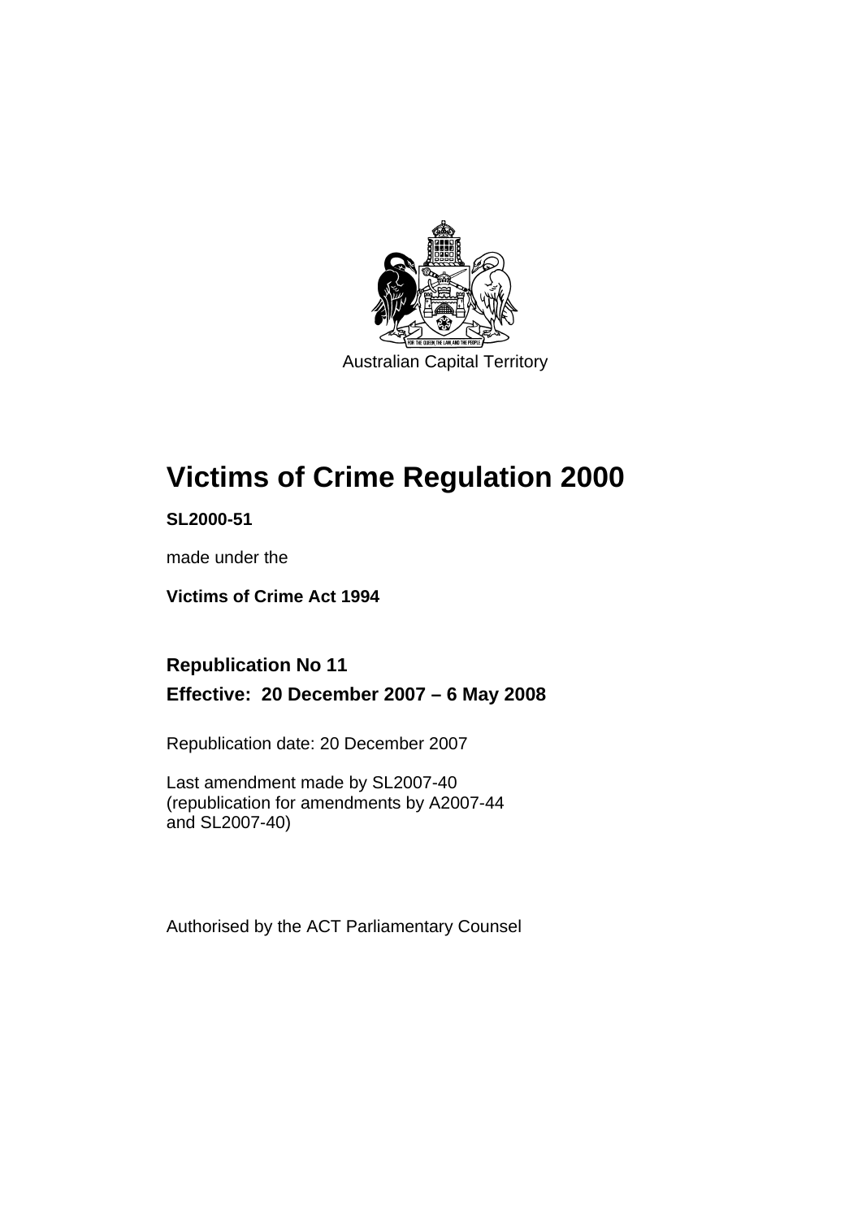Australian Capital Territory

# Victims of Crime Regulation 2000

**SL2000-51**

made under the

**Victims of Crime Act 1994**

## Republication No 11

## Effective: 20 December 2007 – 6 May 2008

Republication date: 20 December 2007

Last amendment made by SL2007-40
(republication for amendments by A2007-44
and SL2007-40)

Authorised by the ACT Parliamentary Counsel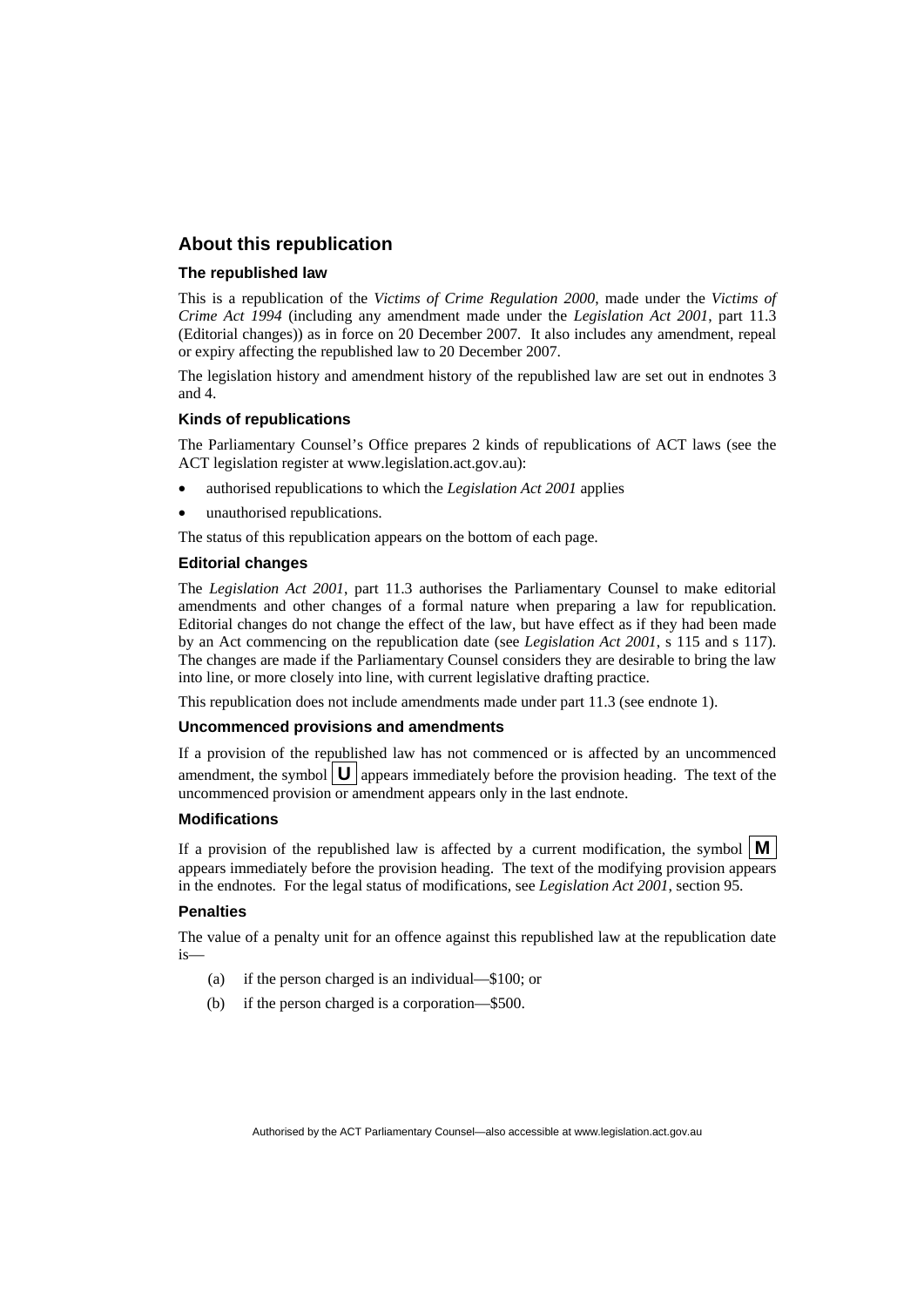## About this republication

### The republished law

This is a republication of the *Victims of Crime Regulation 2000*, made under the *Victims of Crime Act 1994* (including any amendment made under the *Legislation Act 2001*, part 11.3 (Editorial changes)) as in force on 20 December 2007. It also includes any amendment, repeal or expiry affecting the republished law to 20 December 2007.

The legislation history and amendment history of the republished law are set out in endnotes 3 and 4.

### Kinds of republications

The Parliamentary Counsel's Office prepares 2 kinds of republications of ACT laws (see the ACT legislation register at www.legislation.act.gov.au):

- authorised republications to which the *Legislation Act 2001* applies
- unauthorised republications.

The status of this republication appears on the bottom of each page.

### Editorial changes

The *Legislation Act 2001*, part 11.3 authorises the Parliamentary Counsel to make editorial amendments and other changes of a formal nature when preparing a law for republication. Editorial changes do not change the effect of the law, but have effect as if they had been made by an Act commencing on the republication date (see *Legislation Act 2001*, s 115 and s 117). The changes are made if the Parliamentary Counsel considers they are desirable to bring the law into line, or more closely into line, with current legislative drafting practice.

This republication does not include amendments made under part 11.3 (see endnote 1).

### Uncommenced provisions and amendments

If a provision of the republished law has not commenced or is affected by an uncommenced amendment, the symbol **U** appears immediately before the provision heading. The text of the uncommenced provision or amendment appears only in the last endnote.

### Modifications

If a provision of the republished law is affected by a current modification, the symbol **M** appears immediately before the provision heading. The text of the modifying provision appears in the endnotes. For the legal status of modifications, see *Legislation Act 2001*, section 95.

### Penalties

The value of a penalty unit for an offence against this republished law at the republication date is—

(a) if the person charged is an individual—$100; or

(b) if the person charged is a corporation—$500.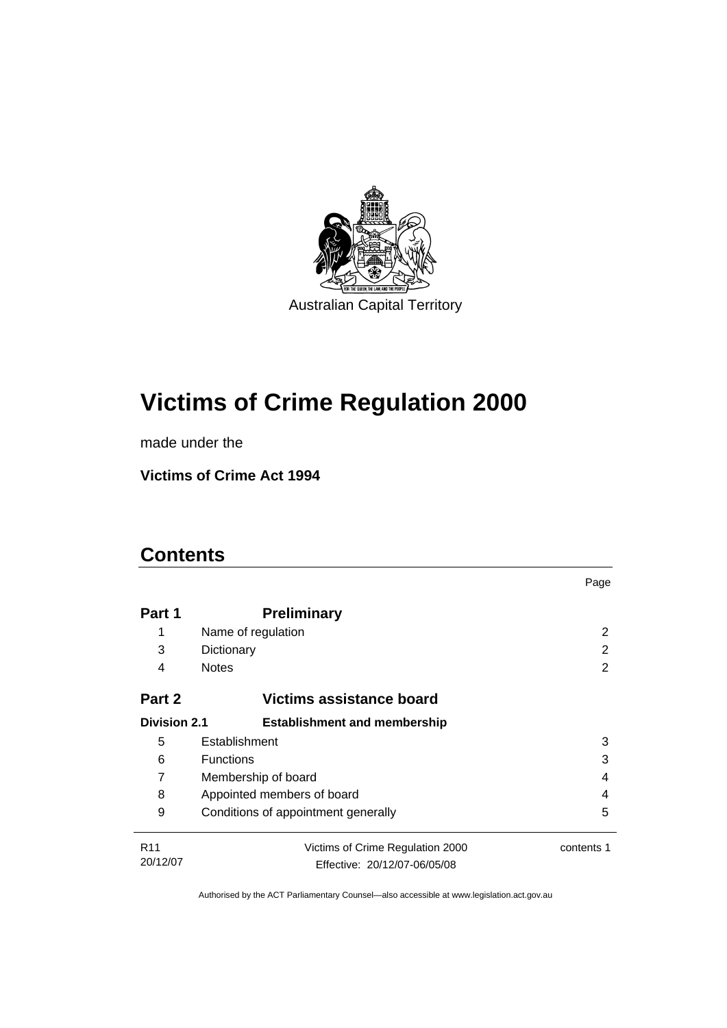Australian Capital Territory

# Victims of Crime Regulation 2000

made under the

**Victims of Crime Act 1994**

## Contents

| | | Page |
|---|---|---|
| **Part 1** | **Preliminary** | |
| 1 | Name of regulation | 2 |
| 3 | Dictionary | 2 |
| 4 | Notes | 2 |
| **Part 2** | **Victims assistance board** | |
| **Division 2.1** | **Establishment and membership** | |
| 5 | Establishment | 3 |
| 6 | Functions | 3 |
| 7 | Membership of board | 4 |
| 8 | Appointed members of board | 4 |
| 9 | Conditions of appointment generally | 5 |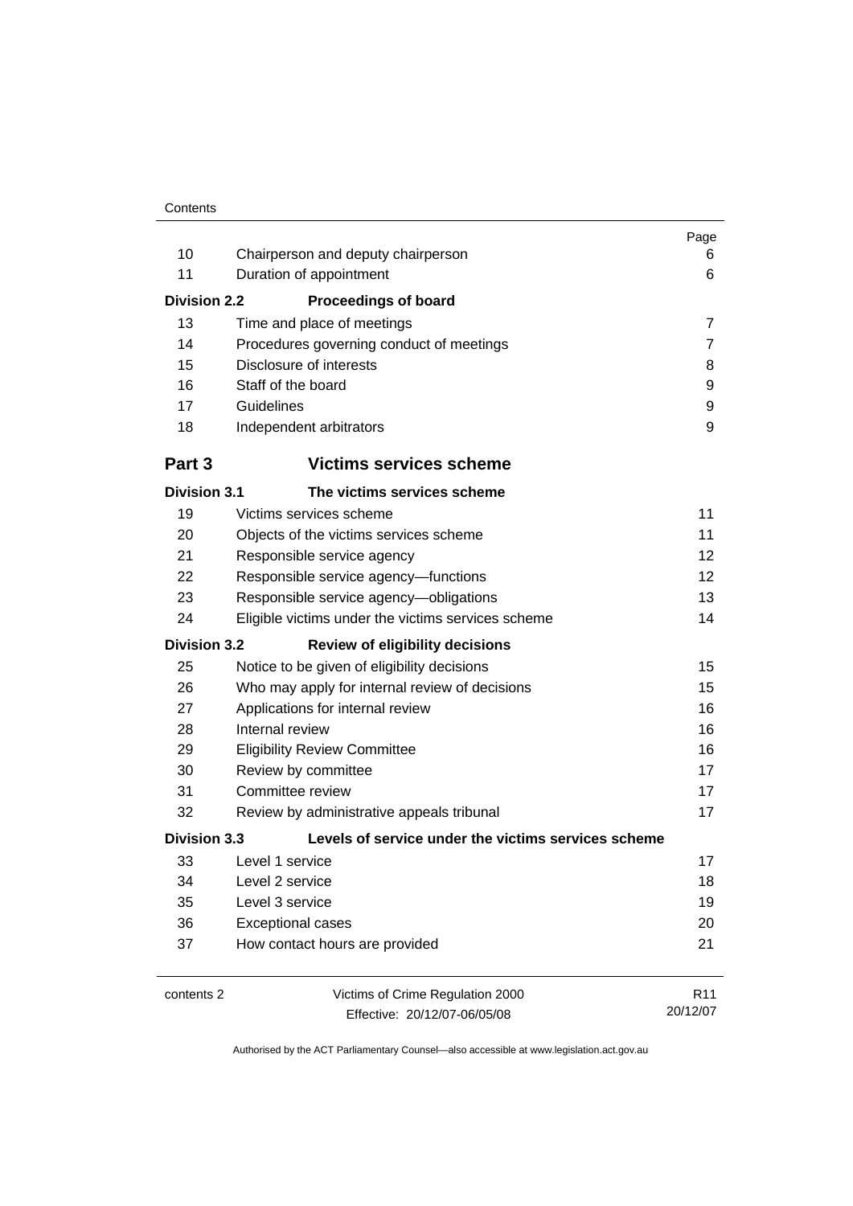| | | Page |
|---|---|---|
| 10 | Chairperson and deputy chairperson | 6 |
| 11 | Duration of appointment | 6 |
| **Division 2.2** | **Proceedings of board** | |
| 13 | Time and place of meetings | 7 |
| 14 | Procedures governing conduct of meetings | 7 |
| 15 | Disclosure of interests | 8 |
| 16 | Staff of the board | 9 |
| 17 | Guidelines | 9 |
| 18 | Independent arbitrators | 9 |
| **Part 3** | **Victims services scheme** | |
| **Division 3.1** | **The victims services scheme** | |
| 19 | Victims services scheme | 11 |
| 20 | Objects of the victims services scheme | 11 |
| 21 | Responsible service agency | 12 |
| 22 | Responsible service agency—functions | 12 |
| 23 | Responsible service agency—obligations | 13 |
| 24 | Eligible victims under the victims services scheme | 14 |
| **Division 3.2** | **Review of eligibility decisions** | |
| 25 | Notice to be given of eligibility decisions | 15 |
| 26 | Who may apply for internal review of decisions | 15 |
| 27 | Applications for internal review | 16 |
| 28 | Internal review | 16 |
| 29 | Eligibility Review Committee | 16 |
| 30 | Review by committee | 17 |
| 31 | Committee review | 17 |
| 32 | Review by administrative appeals tribunal | 17 |
| **Division 3.3** | **Levels of service under the victims services scheme** | |
| 33 | Level 1 service | 17 |
| 34 | Level 2 service | 18 |
| 35 | Level 3 service | 19 |
| 36 | Exceptional cases | 20 |
| 37 | How contact hours are provided | 21 |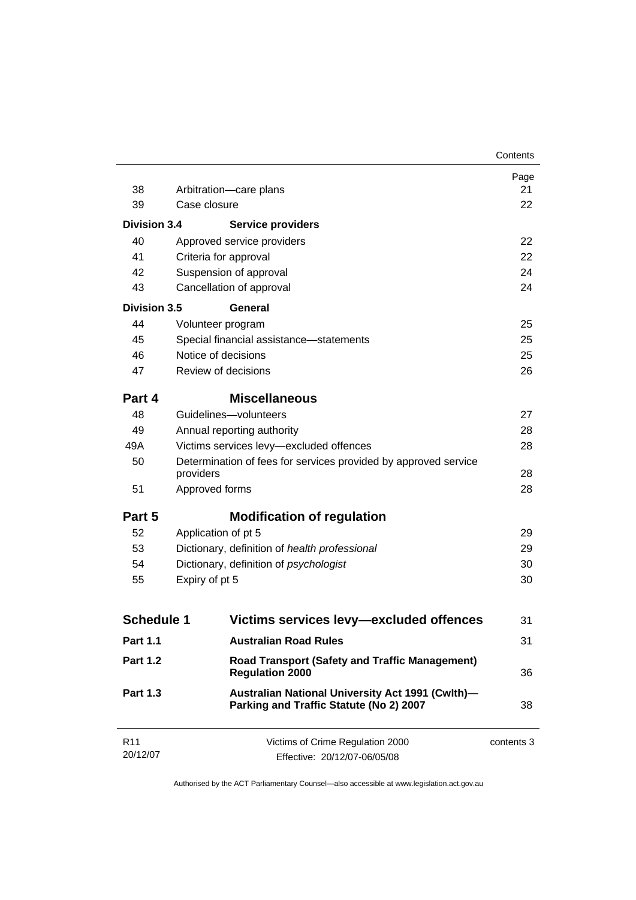| | | Page |
|---|---|---|
| 38 | Arbitration—care plans | 21 |
| 39 | Case closure | 22 |
| **Division 3.4** | **Service providers** | |
| 40 | Approved service providers | 22 |
| 41 | Criteria for approval | 22 |
| 42 | Suspension of approval | 24 |
| 43 | Cancellation of approval | 24 |
| **Division 3.5** | **General** | |
| 44 | Volunteer program | 25 |
| 45 | Special financial assistance—statements | 25 |
| 46 | Notice of decisions | 25 |
| 47 | Review of decisions | 26 |
| **Part 4** | **Miscellaneous** | |
| 48 | Guidelines—volunteers | 27 |
| 49 | Annual reporting authority | 28 |
| 49A | Victims services levy—excluded offences | 28 |
| 50 | Determination of fees for services provided by approved service providers | 28 |
| 51 | Approved forms | 28 |
| **Part 5** | **Modification of regulation** | |
| 52 | Application of pt 5 | 29 |
| 53 | Dictionary, definition of *health professional* | 29 |
| 54 | Dictionary, definition of *psychologist* | 30 |
| 55 | Expiry of pt 5 | 30 |
| **Schedule 1** | **Victims services levy—excluded offences** | 31 |
| **Part 1.1** | **Australian Road Rules** | 31 |
| **Part 1.2** | **Road Transport (Safety and Traffic Management) Regulation 2000** | 36 |
| **Part 1.3** | **Australian National University Act 1991 (Cwlth)—Parking and Traffic Statute (No 2) 2007** | 38 |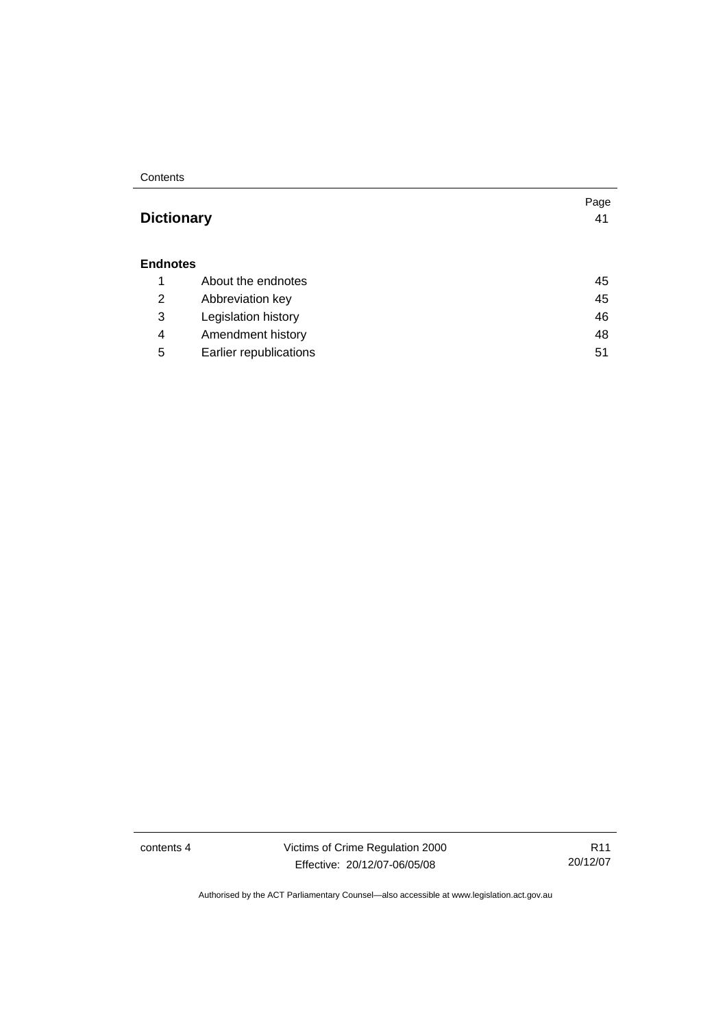| | | Page |
|---|---|---|
| **Dictionary** | | 41 |
| **Endnotes** | | |
| 1 | About the endnotes | 45 |
| 2 | Abbreviation key | 45 |
| 3 | Legislation history | 46 |
| 4 | Amendment history | 48 |
| 5 | Earlier republications | 51 |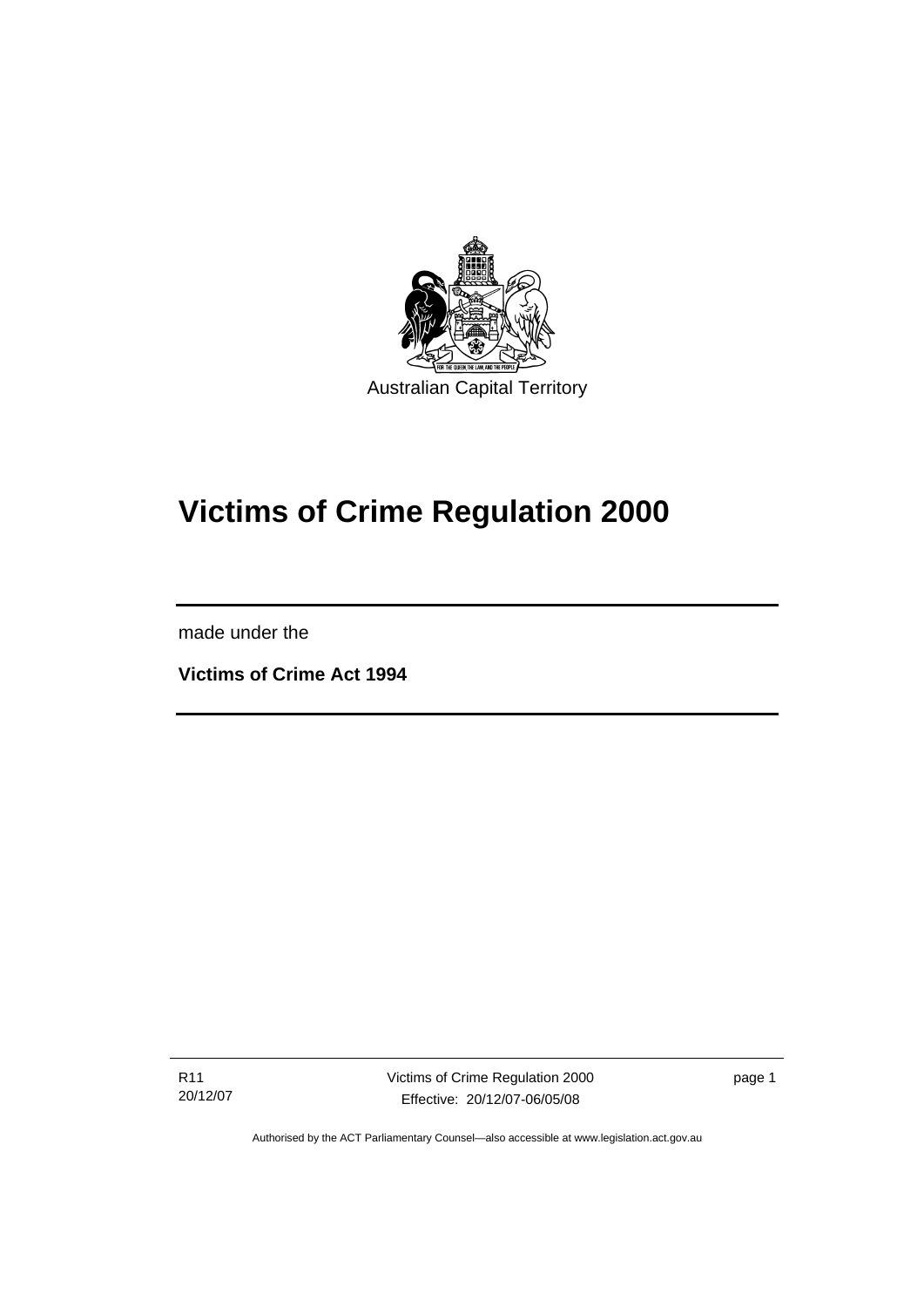Australian Capital Territory

# Victims of Crime Regulation 2000

made under the

**Victims of Crime Act 1994**

R11
20/12/07

Victims of Crime Regulation 2000
Effective: 20/12/07-06/05/08

Authorised by the ACT Parliamentary Counsel—also accessible at www.legislation.act.gov.au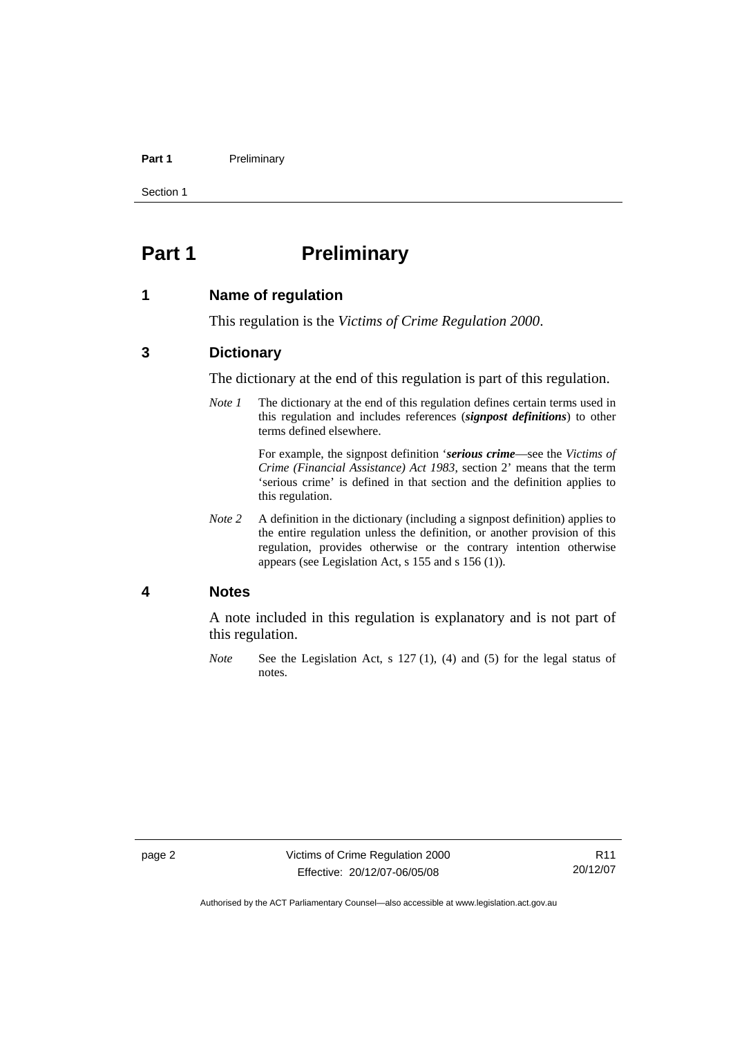# Part 1 Preliminary

## 1 Name of regulation

This regulation is the *Victims of Crime Regulation 2000*.

## 3 Dictionary

The dictionary at the end of this regulation is part of this regulation.

*Note 1* The dictionary at the end of this regulation defines certain terms used in this regulation and includes references (***signpost definitions***) to other terms defined elsewhere.

For example, the signpost definition '***serious crime***—see the *Victims of Crime (Financial Assistance) Act 1983*, section 2' means that the term 'serious crime' is defined in that section and the definition applies to this regulation.

*Note 2* A definition in the dictionary (including a signpost definition) applies to the entire regulation unless the definition, or another provision of this regulation, provides otherwise or the contrary intention otherwise appears (see Legislation Act, s 155 and s 156 (1)).

## 4 Notes

A note included in this regulation is explanatory and is not part of this regulation.

*Note* See the Legislation Act, s 127 (1), (4) and (5) for the legal status of notes.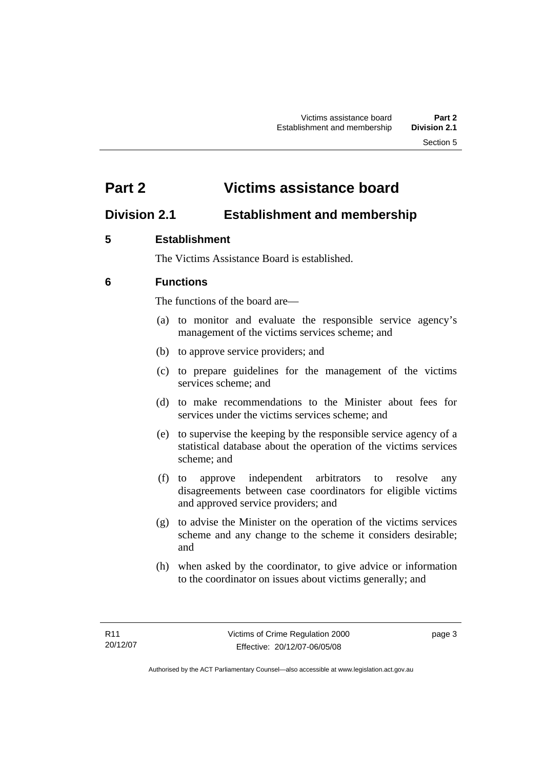# Part 2 Victims assistance board

## Division 2.1 Establishment and membership

### 5 Establishment

The Victims Assistance Board is established.

### 6 Functions

The functions of the board are—

(a) to monitor and evaluate the responsible service agency's management of the victims services scheme; and

(b) to approve service providers; and

(c) to prepare guidelines for the management of the victims services scheme; and

(d) to make recommendations to the Minister about fees for services under the victims services scheme; and

(e) to supervise the keeping by the responsible service agency of a statistical database about the operation of the victims services scheme; and

(f) to approve independent arbitrators to resolve any disagreements between case coordinators for eligible victims and approved service providers; and

(g) to advise the Minister on the operation of the victims services scheme and any change to the scheme it considers desirable; and

(h) when asked by the coordinator, to give advice or information to the coordinator on issues about victims generally; and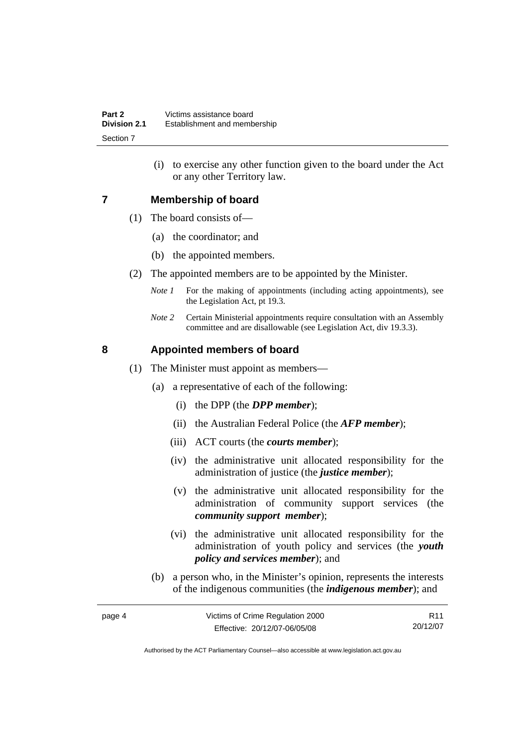(i) to exercise any other function given to the board under the Act or any other Territory law.

## 7 Membership of board

(1) The board consists of—

(a) the coordinator; and

(b) the appointed members.

(2) The appointed members are to be appointed by the Minister.

*Note 1* For the making of appointments (including acting appointments), see the Legislation Act, pt 19.3.

*Note 2* Certain Ministerial appointments require consultation with an Assembly committee and are disallowable (see Legislation Act, div 19.3.3).

## 8 Appointed members of board

(1) The Minister must appoint as members—

(a) a representative of each of the following:

(i) the DPP (the ***DPP member***);

(ii) the Australian Federal Police (the ***AFP member***);

(iii) ACT courts (the ***courts member***);

(iv) the administrative unit allocated responsibility for the administration of justice (the ***justice member***);

(v) the administrative unit allocated responsibility for the administration of community support services (the ***community support member***);

(vi) the administrative unit allocated responsibility for the administration of youth policy and services (the ***youth policy and services member***); and

(b) a person who, in the Minister's opinion, represents the interests of the indigenous communities (the ***indigenous member***); and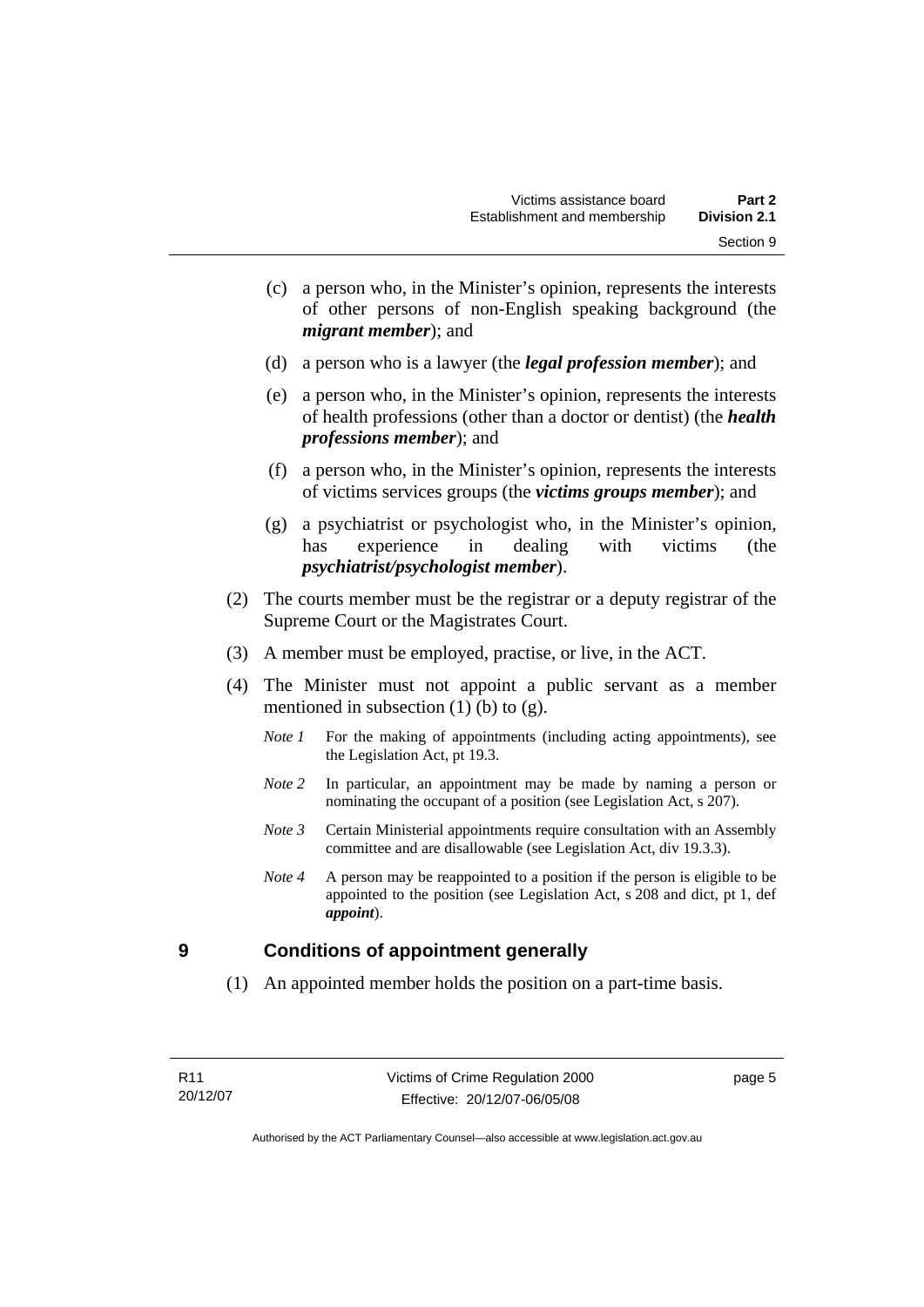(c) a person who, in the Minister's opinion, represents the interests of other persons of non-English speaking background (the ***migrant member***); and

(d) a person who is a lawyer (the ***legal profession member***); and

(e) a person who, in the Minister's opinion, represents the interests of health professions (other than a doctor or dentist) (the ***health professions member***); and

(f) a person who, in the Minister's opinion, represents the interests of victims services groups (the ***victims groups member***); and

(g) a psychiatrist or psychologist who, in the Minister's opinion, has experience in dealing with victims (the ***psychiatrist/psychologist member***).

(2) The courts member must be the registrar or a deputy registrar of the Supreme Court or the Magistrates Court.

(3) A member must be employed, practise, or live, in the ACT.

(4) The Minister must not appoint a public servant as a member mentioned in subsection (1) (b) to (g).

*Note 1* For the making of appointments (including acting appointments), see the Legislation Act, pt 19.3.

*Note 2* In particular, an appointment may be made by naming a person or nominating the occupant of a position (see Legislation Act, s 207).

*Note 3* Certain Ministerial appointments require consultation with an Assembly committee and are disallowable (see Legislation Act, div 19.3.3).

*Note 4* A person may be reappointed to a position if the person is eligible to be appointed to the position (see Legislation Act, s 208 and dict, pt 1, def ***appoint***).

## 9 Conditions of appointment generally

(1) An appointed member holds the position on a part-time basis.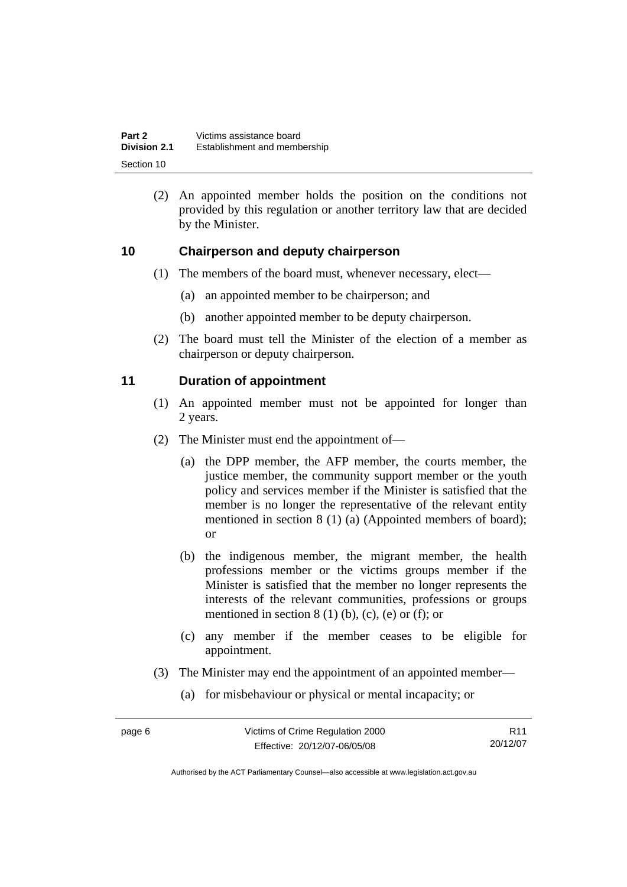(2) An appointed member holds the position on the conditions not provided by this regulation or another territory law that are decided by the Minister.

## 10 Chairperson and deputy chairperson

(1) The members of the board must, whenever necessary, elect—

(a) an appointed member to be chairperson; and

(b) another appointed member to be deputy chairperson.

(2) The board must tell the Minister of the election of a member as chairperson or deputy chairperson.

## 11 Duration of appointment

(1) An appointed member must not be appointed for longer than 2 years.

(2) The Minister must end the appointment of—

(a) the DPP member, the AFP member, the courts member, the justice member, the community support member or the youth policy and services member if the Minister is satisfied that the member is no longer the representative of the relevant entity mentioned in section 8 (1) (a) (Appointed members of board); or

(b) the indigenous member, the migrant member, the health professions member or the victims groups member if the Minister is satisfied that the member no longer represents the interests of the relevant communities, professions or groups mentioned in section 8 (1) (b), (c), (e) or (f); or

(c) any member if the member ceases to be eligible for appointment.

(3) The Minister may end the appointment of an appointed member—

(a) for misbehaviour or physical or mental incapacity; or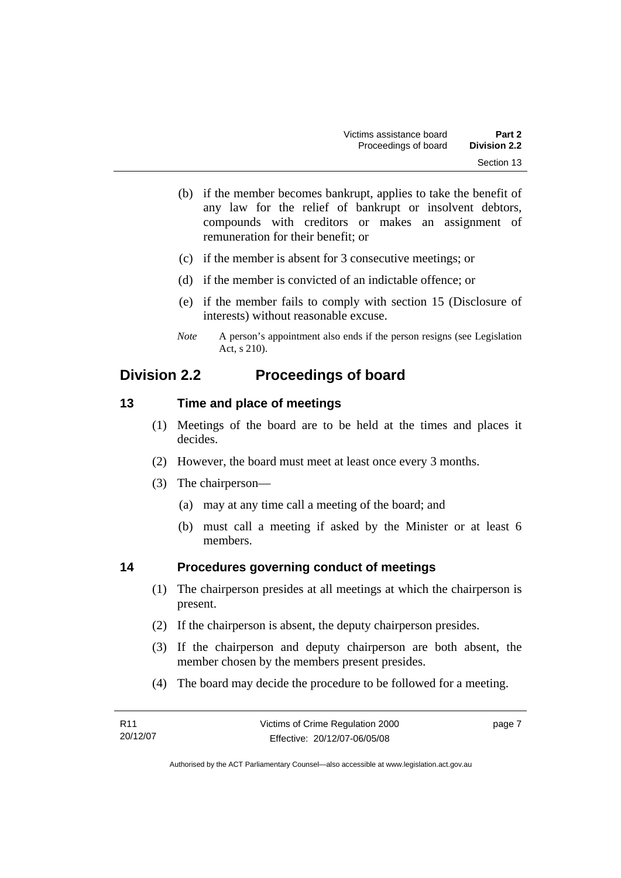(b) if the member becomes bankrupt, applies to take the benefit of any law for the relief of bankrupt or insolvent debtors, compounds with creditors or makes an assignment of remuneration for their benefit; or

(c) if the member is absent for 3 consecutive meetings; or

(d) if the member is convicted of an indictable offence; or

(e) if the member fails to comply with section 15 (Disclosure of interests) without reasonable excuse.

*Note* A person's appointment also ends if the person resigns (see Legislation Act, s 210).

## Division 2.2 Proceedings of board

### 13 Time and place of meetings

(1) Meetings of the board are to be held at the times and places it decides.

(2) However, the board must meet at least once every 3 months.

(3) The chairperson—

(a) may at any time call a meeting of the board; and

(b) must call a meeting if asked by the Minister or at least 6 members.

### 14 Procedures governing conduct of meetings

(1) The chairperson presides at all meetings at which the chairperson is present.

(2) If the chairperson is absent, the deputy chairperson presides.

(3) If the chairperson and deputy chairperson are both absent, the member chosen by the members present presides.

(4) The board may decide the procedure to be followed for a meeting.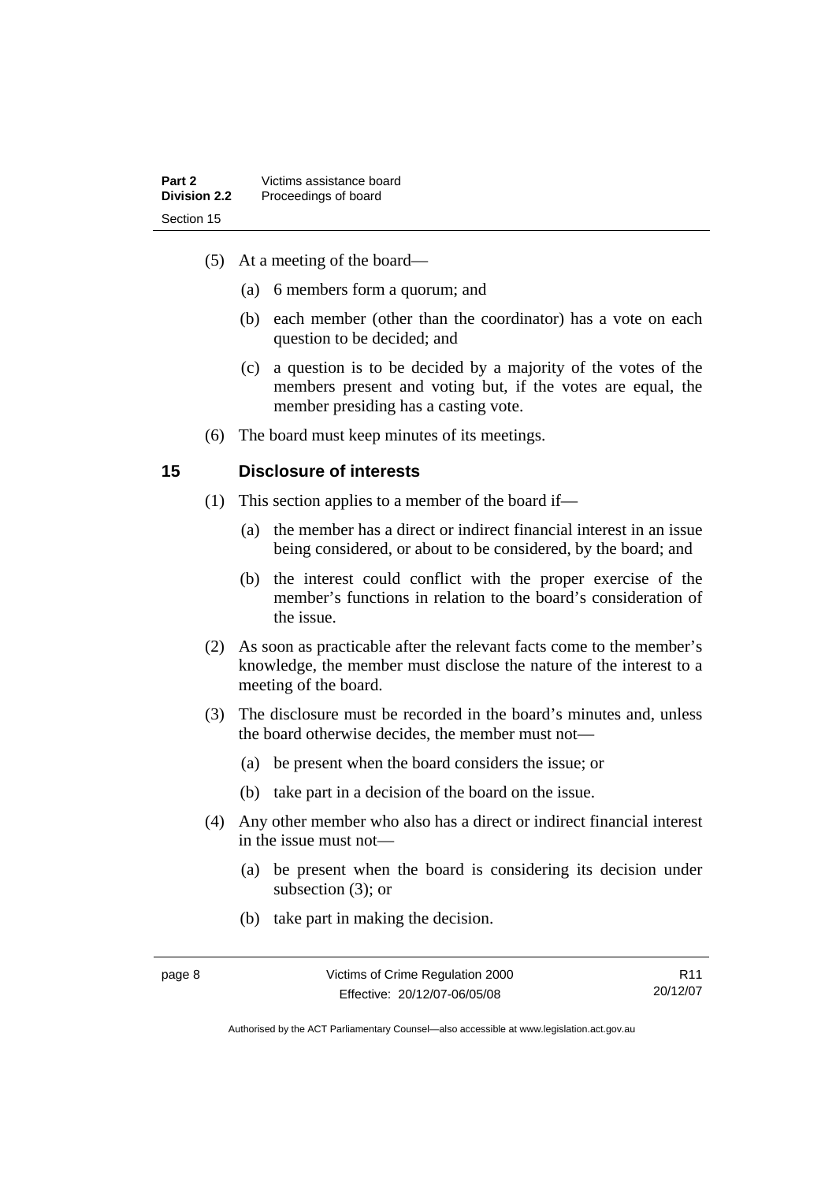(5) At a meeting of the board—

(a) 6 members form a quorum; and

(b) each member (other than the coordinator) has a vote on each question to be decided; and

(c) a question is to be decided by a majority of the votes of the members present and voting but, if the votes are equal, the member presiding has a casting vote.

(6) The board must keep minutes of its meetings.

## 15 Disclosure of interests

(1) This section applies to a member of the board if—

(a) the member has a direct or indirect financial interest in an issue being considered, or about to be considered, by the board; and

(b) the interest could conflict with the proper exercise of the member's functions in relation to the board's consideration of the issue.

(2) As soon as practicable after the relevant facts come to the member's knowledge, the member must disclose the nature of the interest to a meeting of the board.

(3) The disclosure must be recorded in the board's minutes and, unless the board otherwise decides, the member must not—

(a) be present when the board considers the issue; or

(b) take part in a decision of the board on the issue.

(4) Any other member who also has a direct or indirect financial interest in the issue must not—

(a) be present when the board is considering its decision under subsection (3); or

(b) take part in making the decision.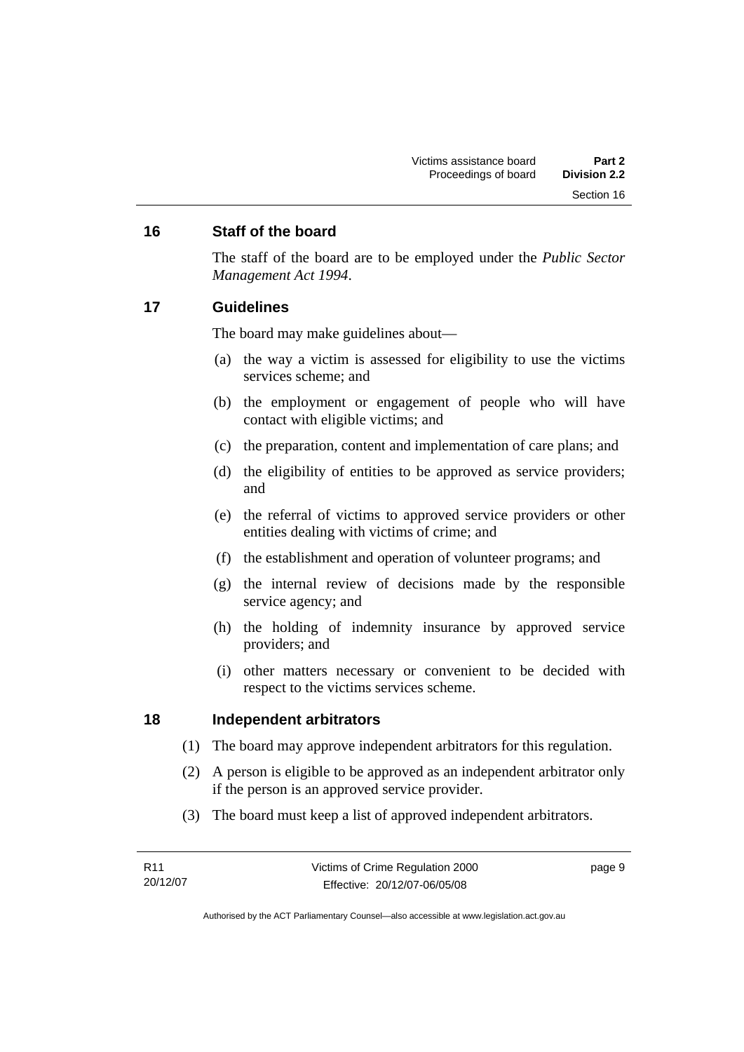## 16 Staff of the board

The staff of the board are to be employed under the *Public Sector Management Act 1994*.

## 17 Guidelines

The board may make guidelines about—

(a) the way a victim is assessed for eligibility to use the victims services scheme; and

(b) the employment or engagement of people who will have contact with eligible victims; and

(c) the preparation, content and implementation of care plans; and

(d) the eligibility of entities to be approved as service providers; and

(e) the referral of victims to approved service providers or other entities dealing with victims of crime; and

(f) the establishment and operation of volunteer programs; and

(g) the internal review of decisions made by the responsible service agency; and

(h) the holding of indemnity insurance by approved service providers; and

(i) other matters necessary or convenient to be decided with respect to the victims services scheme.

## 18 Independent arbitrators

(1) The board may approve independent arbitrators for this regulation.

(2) A person is eligible to be approved as an independent arbitrator only if the person is an approved service provider.

(3) The board must keep a list of approved independent arbitrators.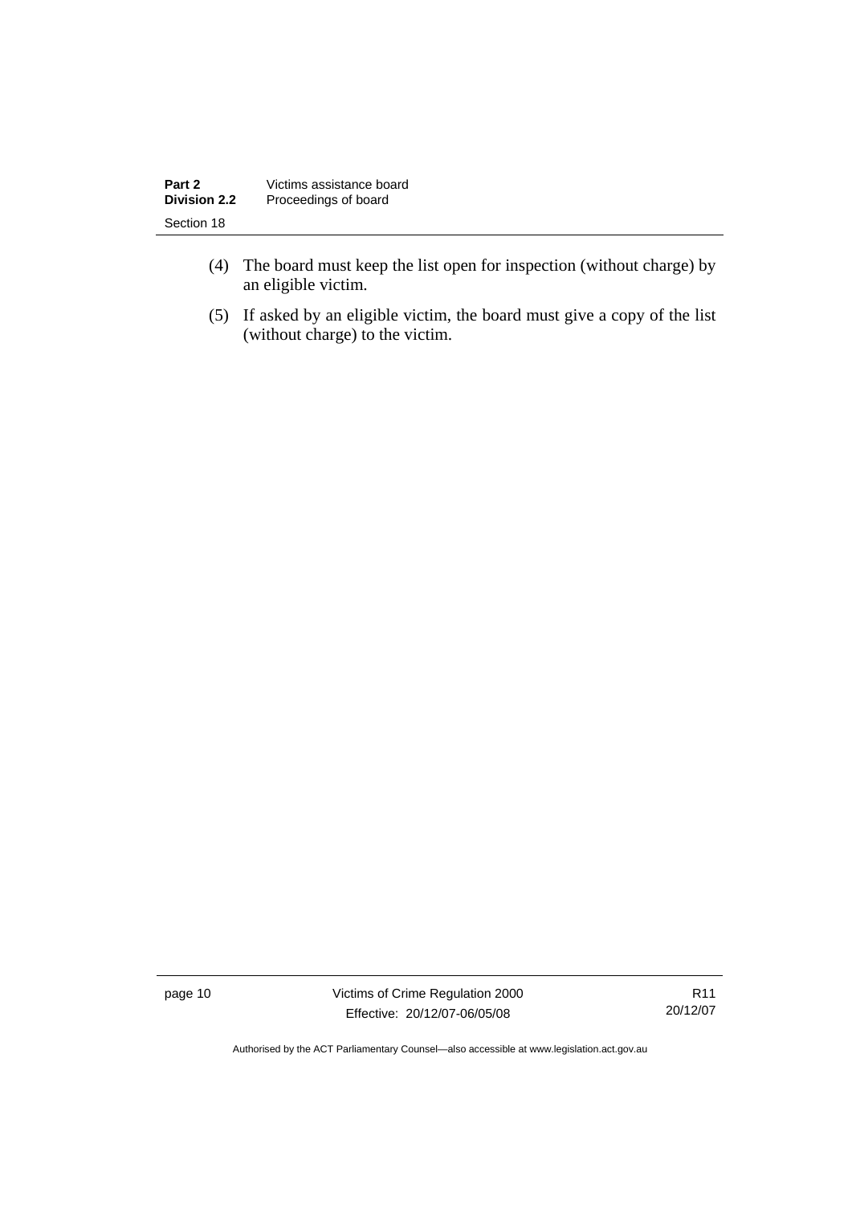(4) The board must keep the list open for inspection (without charge) by an eligible victim.

(5) If asked by an eligible victim, the board must give a copy of the list (without charge) to the victim.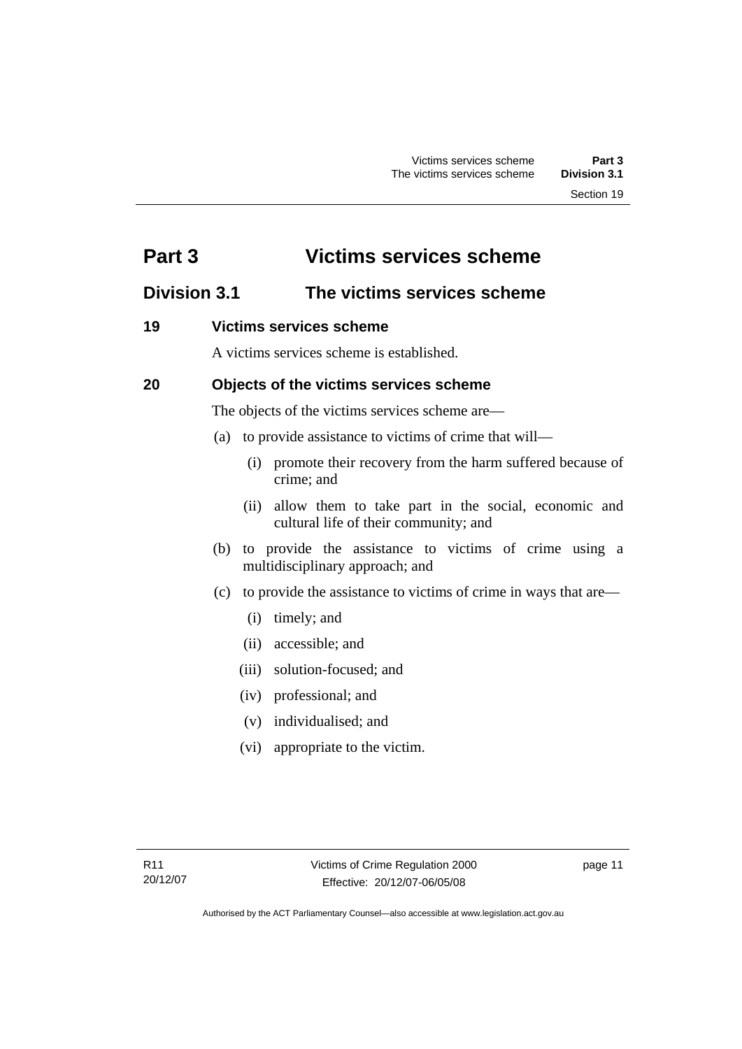# Part 3 Victims services scheme

## Division 3.1 The victims services scheme

### 19 Victims services scheme

A victims services scheme is established.

### 20 Objects of the victims services scheme

The objects of the victims services scheme are—

(a) to provide assistance to victims of crime that will—

  (i) promote their recovery from the harm suffered because of crime; and

  (ii) allow them to take part in the social, economic and cultural life of their community; and

(b) to provide the assistance to victims of crime using a multidisciplinary approach; and

(c) to provide the assistance to victims of crime in ways that are—

  (i) timely; and

  (ii) accessible; and

  (iii) solution-focused; and

  (iv) professional; and

  (v) individualised; and

  (vi) appropriate to the victim.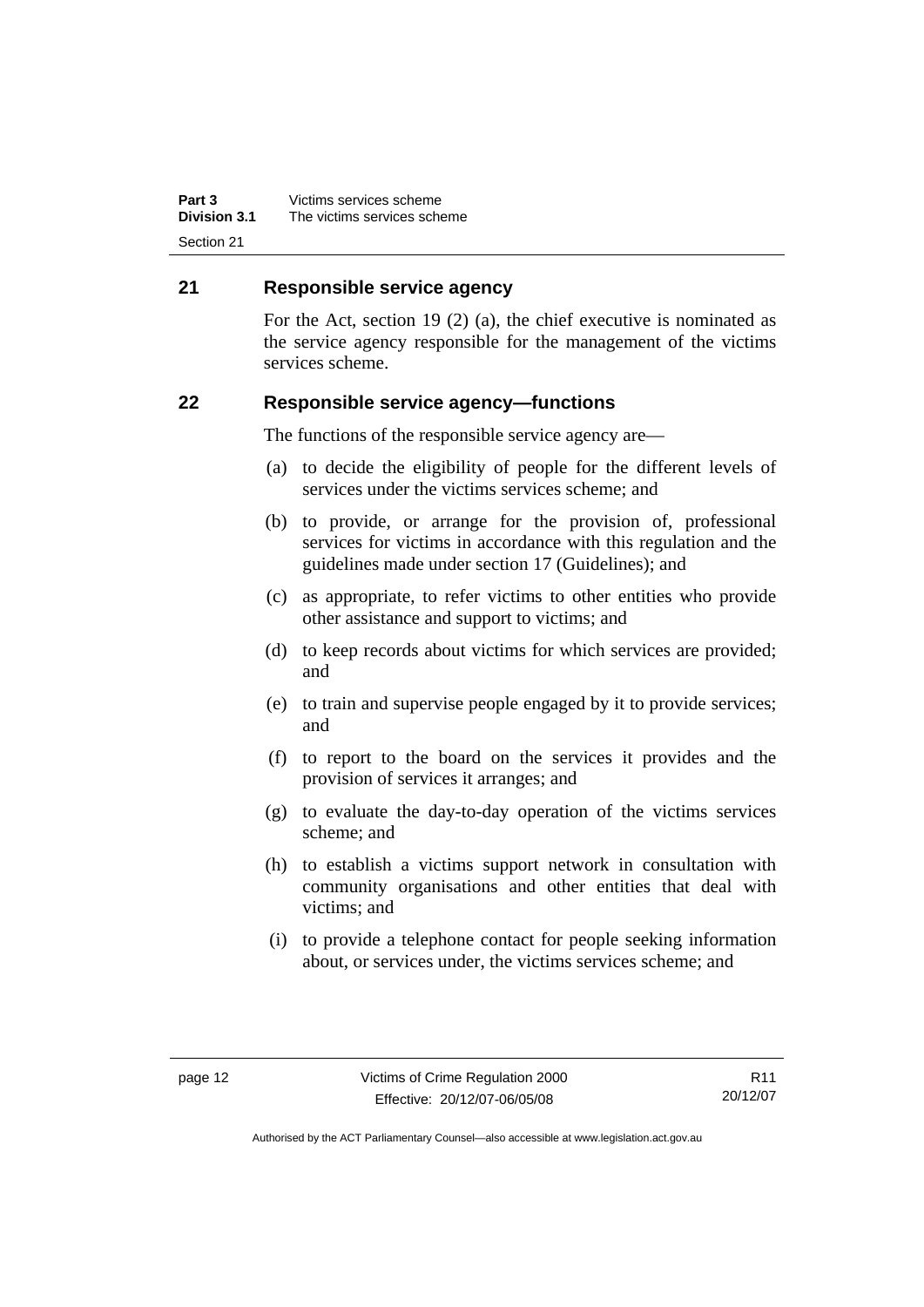## 21 Responsible service agency

For the Act, section 19 (2) (a), the chief executive is nominated as the service agency responsible for the management of the victims services scheme.

## 22 Responsible service agency—functions

The functions of the responsible service agency are—

(a) to decide the eligibility of people for the different levels of services under the victims services scheme; and

(b) to provide, or arrange for the provision of, professional services for victims in accordance with this regulation and the guidelines made under section 17 (Guidelines); and

(c) as appropriate, to refer victims to other entities who provide other assistance and support to victims; and

(d) to keep records about victims for which services are provided; and

(e) to train and supervise people engaged by it to provide services; and

(f) to report to the board on the services it provides and the provision of services it arranges; and

(g) to evaluate the day-to-day operation of the victims services scheme; and

(h) to establish a victims support network in consultation with community organisations and other entities that deal with victims; and

(i) to provide a telephone contact for people seeking information about, or services under, the victims services scheme; and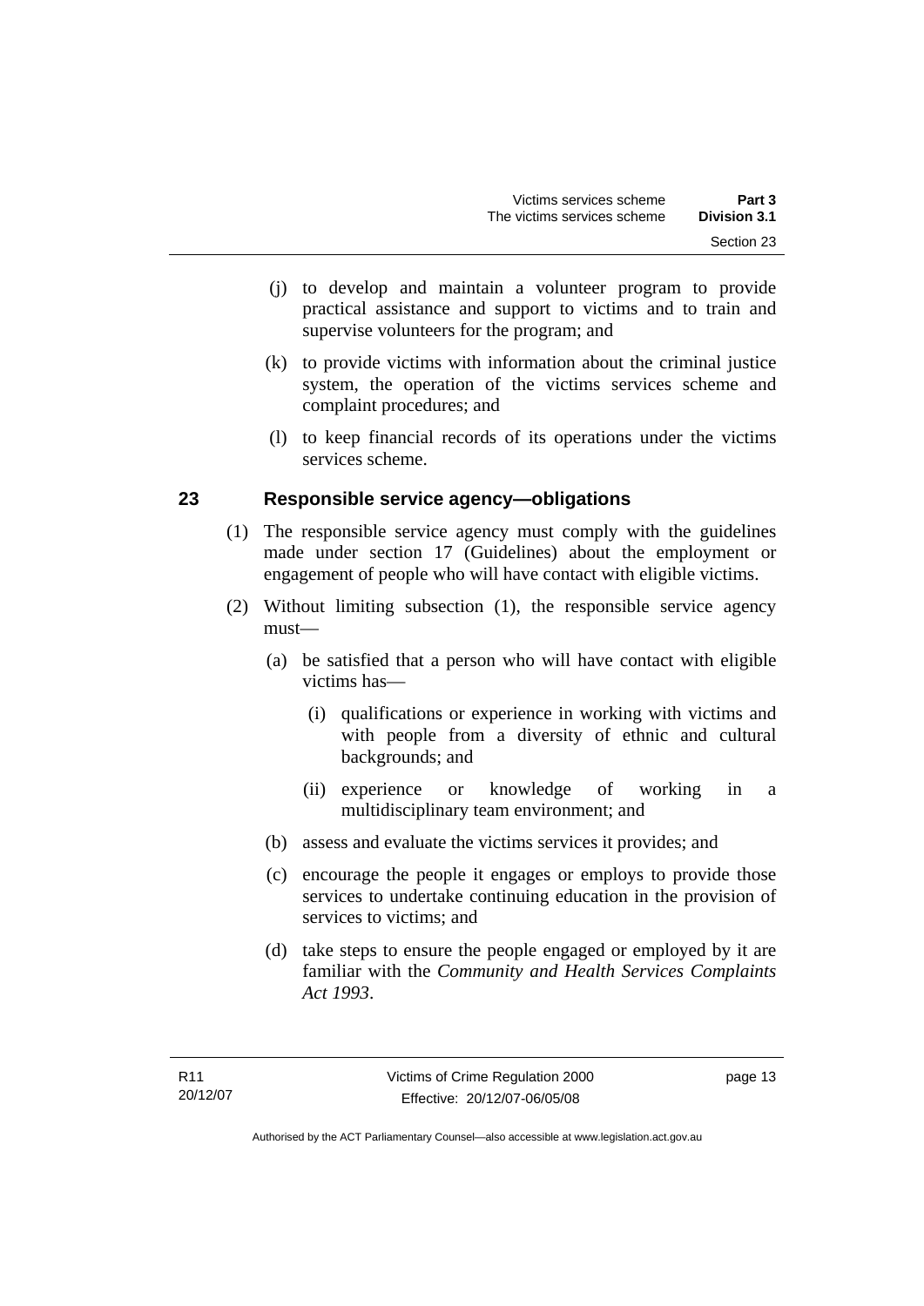(j) to develop and maintain a volunteer program to provide practical assistance and support to victims and to train and supervise volunteers for the program; and

(k) to provide victims with information about the criminal justice system, the operation of the victims services scheme and complaint procedures; and

(l) to keep financial records of its operations under the victims services scheme.

### 23 Responsible service agency—obligations

(1) The responsible service agency must comply with the guidelines made under section 17 (Guidelines) about the employment or engagement of people who will have contact with eligible victims.

(2) Without limiting subsection (1), the responsible service agency must—

(a) be satisfied that a person who will have contact with eligible victims has—

(i) qualifications or experience in working with victims and with people from a diversity of ethnic and cultural backgrounds; and

(ii) experience or knowledge of working in a multidisciplinary team environment; and

(b) assess and evaluate the victims services it provides; and

(c) encourage the people it engages or employs to provide those services to undertake continuing education in the provision of services to victims; and

(d) take steps to ensure the people engaged or employed by it are familiar with the *Community and Health Services Complaints Act 1993*.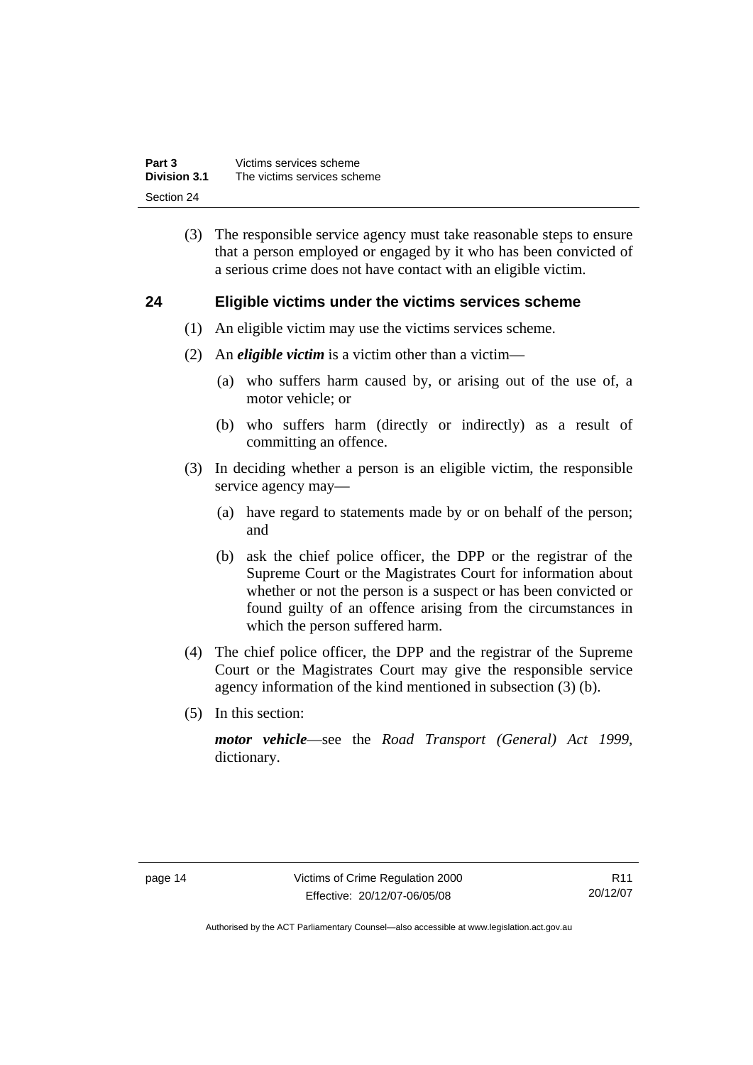(3) The responsible service agency must take reasonable steps to ensure that a person employed or engaged by it who has been convicted of a serious crime does not have contact with an eligible victim.

## 24 Eligible victims under the victims services scheme

(1) An eligible victim may use the victims services scheme.

(2) An ***eligible victim*** is a victim other than a victim—

(a) who suffers harm caused by, or arising out of the use of, a motor vehicle; or

(b) who suffers harm (directly or indirectly) as a result of committing an offence.

(3) In deciding whether a person is an eligible victim, the responsible service agency may—

(a) have regard to statements made by or on behalf of the person; and

(b) ask the chief police officer, the DPP or the registrar of the Supreme Court or the Magistrates Court for information about whether or not the person is a suspect or has been convicted or found guilty of an offence arising from the circumstances in which the person suffered harm.

(4) The chief police officer, the DPP and the registrar of the Supreme Court or the Magistrates Court may give the responsible service agency information of the kind mentioned in subsection (3) (b).

(5) In this section:

***motor vehicle***—see the *Road Transport (General) Act 1999*, dictionary.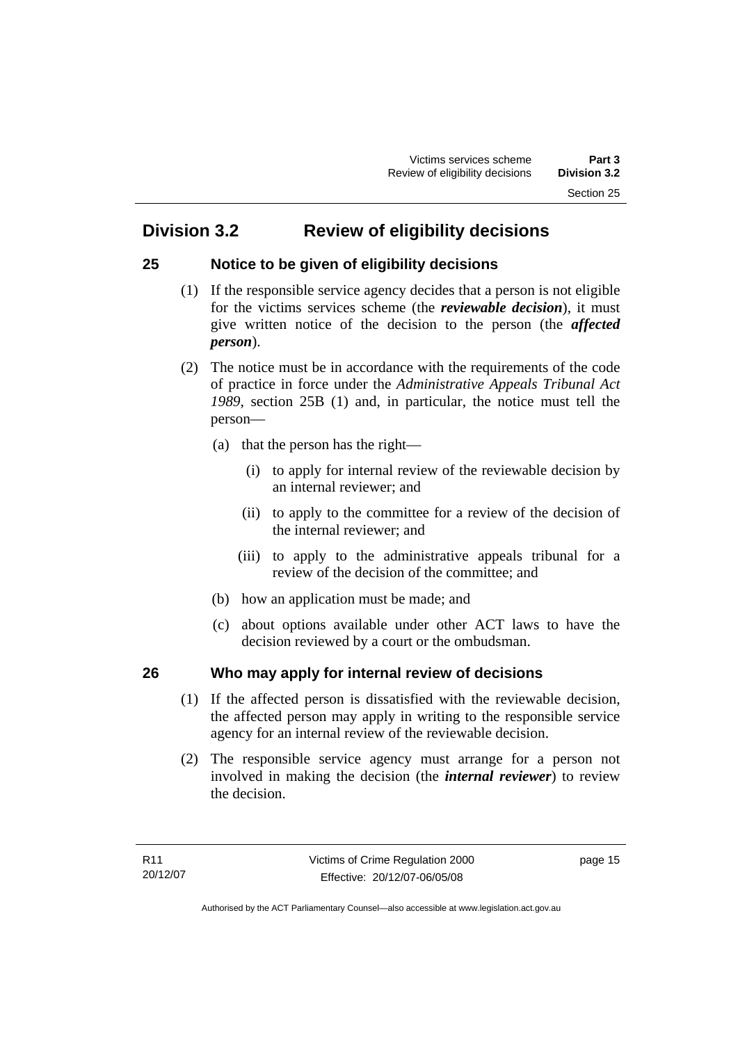## Division 3.2 Review of eligibility decisions

### 25 Notice to be given of eligibility decisions

(1) If the responsible service agency decides that a person is not eligible for the victims services scheme (the ***reviewable decision***), it must give written notice of the decision to the person (the ***affected person***).

(2) The notice must be in accordance with the requirements of the code of practice in force under the *Administrative Appeals Tribunal Act 1989*, section 25B (1) and, in particular, the notice must tell the person—

- (a) that the person has the right—
  - (i) to apply for internal review of the reviewable decision by an internal reviewer; and
  - (ii) to apply to the committee for a review of the decision of the internal reviewer; and
  - (iii) to apply to the administrative appeals tribunal for a review of the decision of the committee; and
- (b) how an application must be made; and
- (c) about options available under other ACT laws to have the decision reviewed by a court or the ombudsman.

### 26 Who may apply for internal review of decisions

(1) If the affected person is dissatisfied with the reviewable decision, the affected person may apply in writing to the responsible service agency for an internal review of the reviewable decision.

(2) The responsible service agency must arrange for a person not involved in making the decision (the ***internal reviewer***) to review the decision.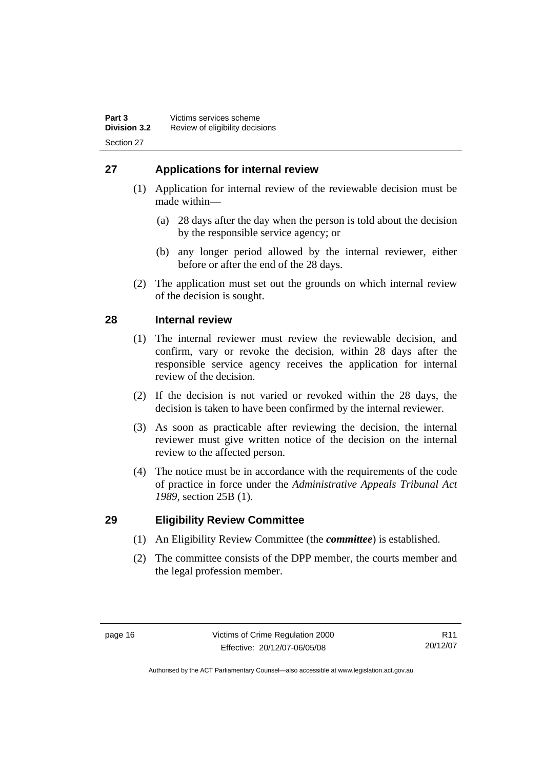## 27 Applications for internal review

(1) Application for internal review of the reviewable decision must be made within—

(a) 28 days after the day when the person is told about the decision by the responsible service agency; or

(b) any longer period allowed by the internal reviewer, either before or after the end of the 28 days.

(2) The application must set out the grounds on which internal review of the decision is sought.

## 28 Internal review

(1) The internal reviewer must review the reviewable decision, and confirm, vary or revoke the decision, within 28 days after the responsible service agency receives the application for internal review of the decision.

(2) If the decision is not varied or revoked within the 28 days, the decision is taken to have been confirmed by the internal reviewer.

(3) As soon as practicable after reviewing the decision, the internal reviewer must give written notice of the decision on the internal review to the affected person.

(4) The notice must be in accordance with the requirements of the code of practice in force under the *Administrative Appeals Tribunal Act 1989*, section 25B (1).

## 29 Eligibility Review Committee

(1) An Eligibility Review Committee (the ***committee***) is established.

(2) The committee consists of the DPP member, the courts member and the legal profession member.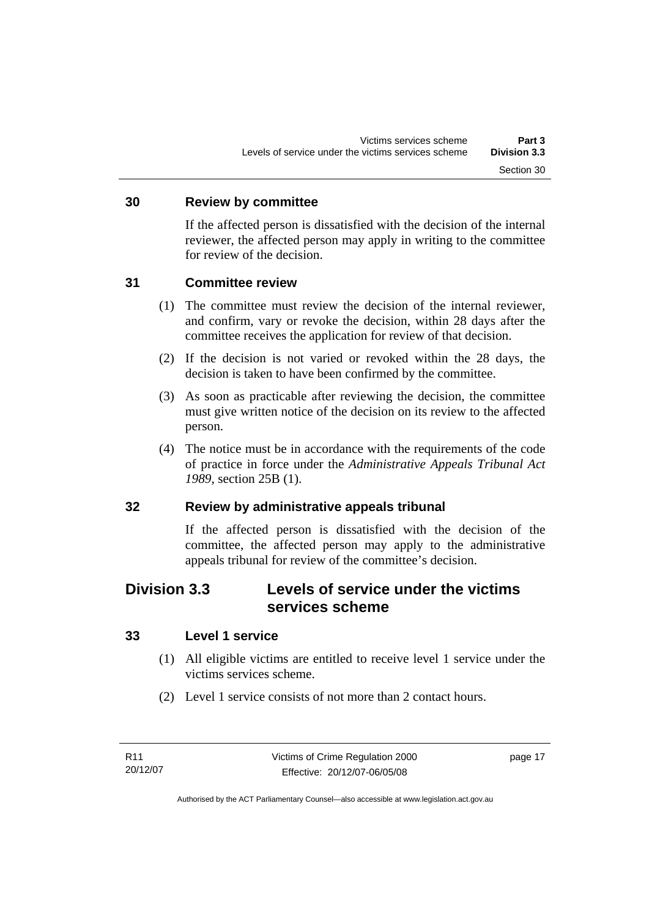### 30 Review by committee

If the affected person is dissatisfied with the decision of the internal reviewer, the affected person may apply in writing to the committee for review of the decision.

### 31 Committee review

(1) The committee must review the decision of the internal reviewer, and confirm, vary or revoke the decision, within 28 days after the committee receives the application for review of that decision.

(2) If the decision is not varied or revoked within the 28 days, the decision is taken to have been confirmed by the committee.

(3) As soon as practicable after reviewing the decision, the committee must give written notice of the decision on its review to the affected person.

(4) The notice must be in accordance with the requirements of the code of practice in force under the *Administrative Appeals Tribunal Act 1989*, section 25B (1).

### 32 Review by administrative appeals tribunal

If the affected person is dissatisfied with the decision of the committee, the affected person may apply to the administrative appeals tribunal for review of the committee's decision.

## Division 3.3 Levels of service under the victims services scheme

### 33 Level 1 service

(1) All eligible victims are entitled to receive level 1 service under the victims services scheme.

(2) Level 1 service consists of not more than 2 contact hours.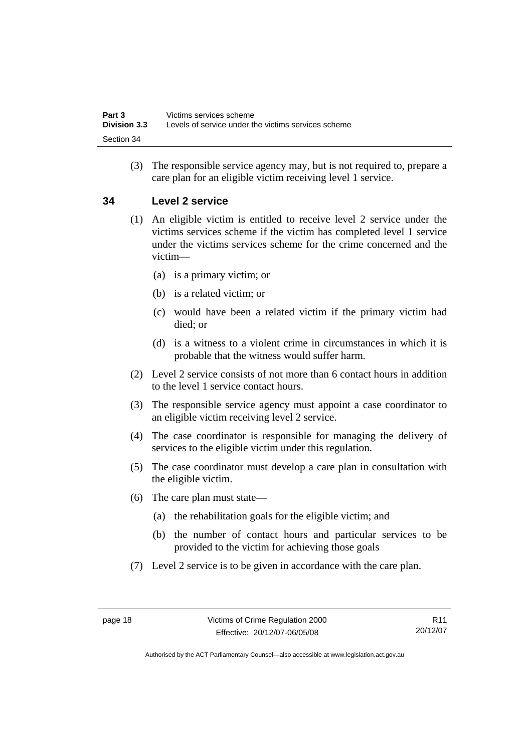(3) The responsible service agency may, but is not required to, prepare a care plan for an eligible victim receiving level 1 service.

## 34 Level 2 service

(1) An eligible victim is entitled to receive level 2 service under the victims services scheme if the victim has completed level 1 service under the victims services scheme for the crime concerned and the victim—

(a) is a primary victim; or

(b) is a related victim; or

(c) would have been a related victim if the primary victim had died; or

(d) is a witness to a violent crime in circumstances in which it is probable that the witness would suffer harm.

(2) Level 2 service consists of not more than 6 contact hours in addition to the level 1 service contact hours.

(3) The responsible service agency must appoint a case coordinator to an eligible victim receiving level 2 service.

(4) The case coordinator is responsible for managing the delivery of services to the eligible victim under this regulation.

(5) The case coordinator must develop a care plan in consultation with the eligible victim.

(6) The care plan must state—

(a) the rehabilitation goals for the eligible victim; and

(b) the number of contact hours and particular services to be provided to the victim for achieving those goals

(7) Level 2 service is to be given in accordance with the care plan.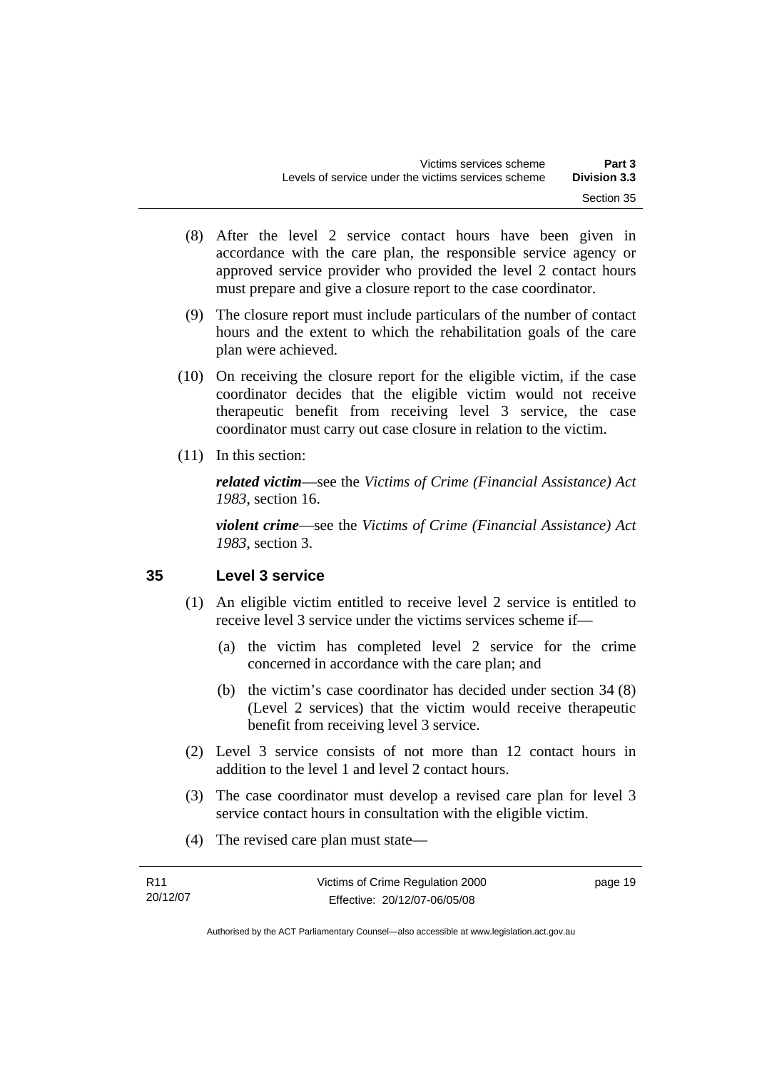(8) After the level 2 service contact hours have been given in accordance with the care plan, the responsible service agency or approved service provider who provided the level 2 contact hours must prepare and give a closure report to the case coordinator.

(9) The closure report must include particulars of the number of contact hours and the extent to which the rehabilitation goals of the care plan were achieved.

(10) On receiving the closure report for the eligible victim, if the case coordinator decides that the eligible victim would not receive therapeutic benefit from receiving level 3 service, the case coordinator must carry out case closure in relation to the victim.

(11) In this section:

***related victim***—see the *Victims of Crime (Financial Assistance) Act 1983*, section 16.

***violent crime***—see the *Victims of Crime (Financial Assistance) Act 1983*, section 3.

## 35 Level 3 service

(1) An eligible victim entitled to receive level 2 service is entitled to receive level 3 service under the victims services scheme if—

(a) the victim has completed level 2 service for the crime concerned in accordance with the care plan; and

(b) the victim's case coordinator has decided under section 34 (8) (Level 2 services) that the victim would receive therapeutic benefit from receiving level 3 service.

(2) Level 3 service consists of not more than 12 contact hours in addition to the level 1 and level 2 contact hours.

(3) The case coordinator must develop a revised care plan for level 3 service contact hours in consultation with the eligible victim.

(4) The revised care plan must state—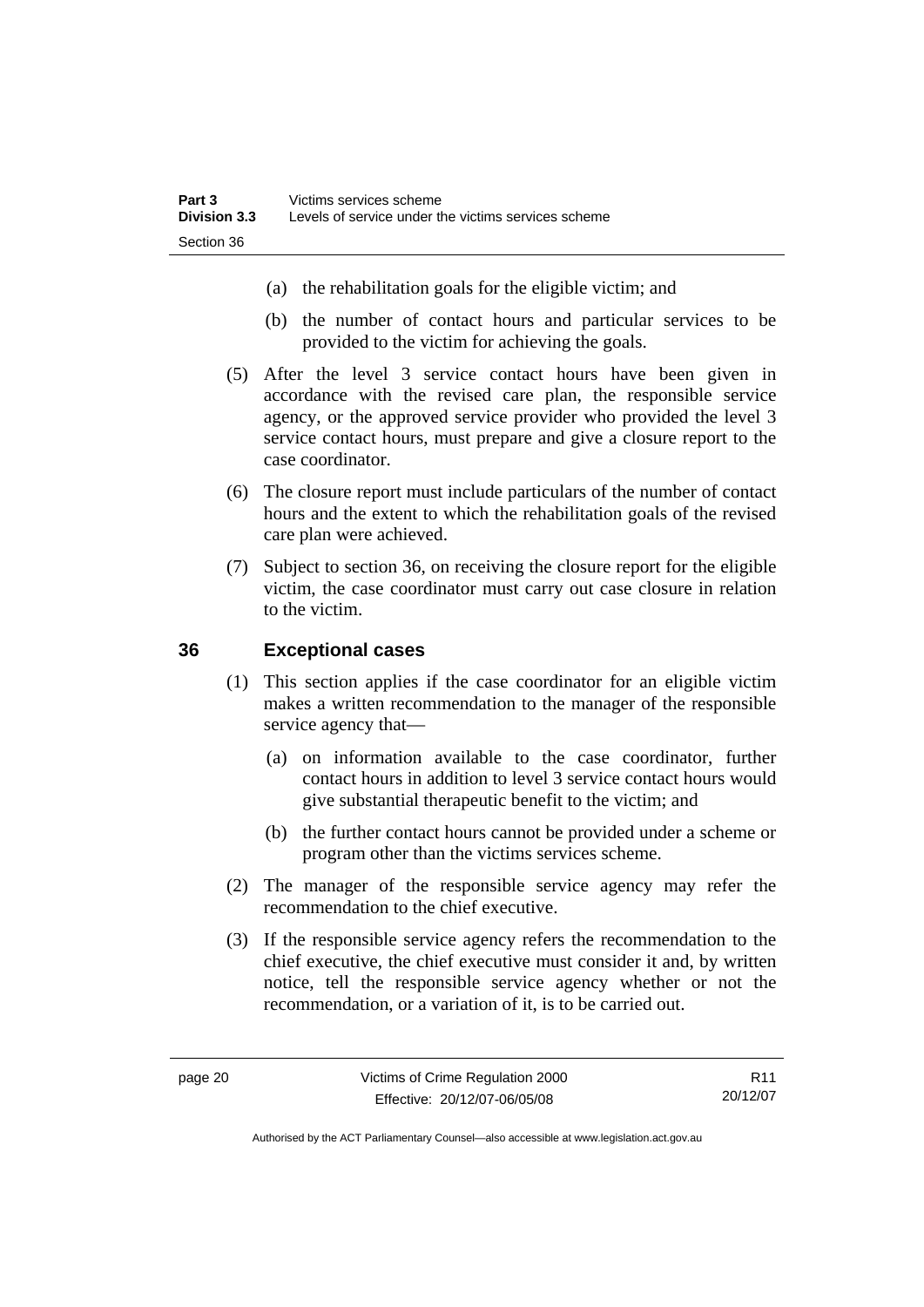(a) the rehabilitation goals for the eligible victim; and

(b) the number of contact hours and particular services to be provided to the victim for achieving the goals.

(5) After the level 3 service contact hours have been given in accordance with the revised care plan, the responsible service agency, or the approved service provider who provided the level 3 service contact hours, must prepare and give a closure report to the case coordinator.

(6) The closure report must include particulars of the number of contact hours and the extent to which the rehabilitation goals of the revised care plan were achieved.

(7) Subject to section 36, on receiving the closure report for the eligible victim, the case coordinator must carry out case closure in relation to the victim.

## 36 Exceptional cases

(1) This section applies if the case coordinator for an eligible victim makes a written recommendation to the manager of the responsible service agency that—

(a) on information available to the case coordinator, further contact hours in addition to level 3 service contact hours would give substantial therapeutic benefit to the victim; and

(b) the further contact hours cannot be provided under a scheme or program other than the victims services scheme.

(2) The manager of the responsible service agency may refer the recommendation to the chief executive.

(3) If the responsible service agency refers the recommendation to the chief executive, the chief executive must consider it and, by written notice, tell the responsible service agency whether or not the recommendation, or a variation of it, is to be carried out.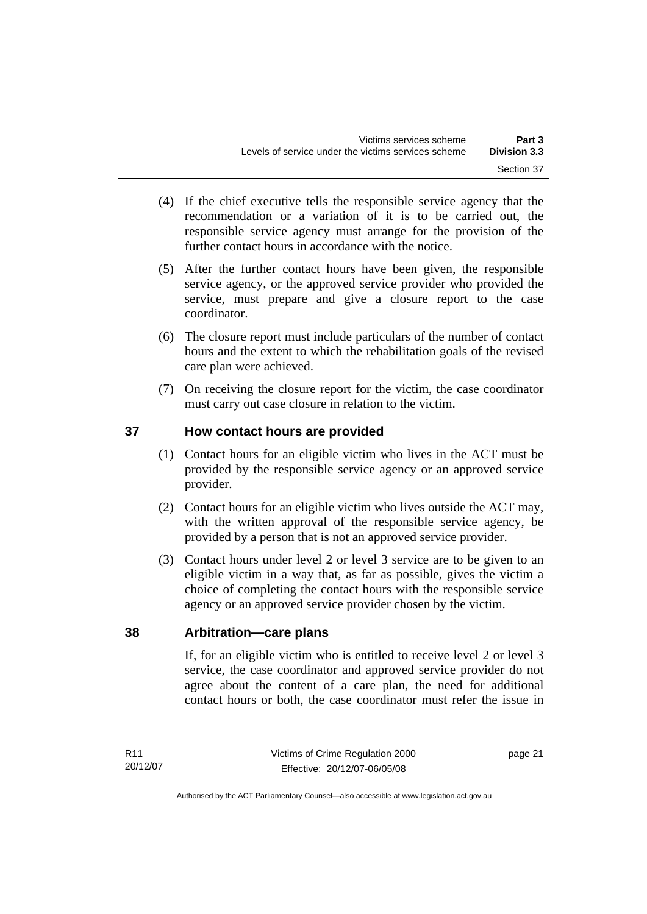(4) If the chief executive tells the responsible service agency that the recommendation or a variation of it is to be carried out, the responsible service agency must arrange for the provision of the further contact hours in accordance with the notice.

(5) After the further contact hours have been given, the responsible service agency, or the approved service provider who provided the service, must prepare and give a closure report to the case coordinator.

(6) The closure report must include particulars of the number of contact hours and the extent to which the rehabilitation goals of the revised care plan were achieved.

(7) On receiving the closure report for the victim, the case coordinator must carry out case closure in relation to the victim.

## 37 How contact hours are provided

(1) Contact hours for an eligible victim who lives in the ACT must be provided by the responsible service agency or an approved service provider.

(2) Contact hours for an eligible victim who lives outside the ACT may, with the written approval of the responsible service agency, be provided by a person that is not an approved service provider.

(3) Contact hours under level 2 or level 3 service are to be given to an eligible victim in a way that, as far as possible, gives the victim a choice of completing the contact hours with the responsible service agency or an approved service provider chosen by the victim.

## 38 Arbitration—care plans

If, for an eligible victim who is entitled to receive level 2 or level 3 service, the case coordinator and approved service provider do not agree about the content of a care plan, the need for additional contact hours or both, the case coordinator must refer the issue in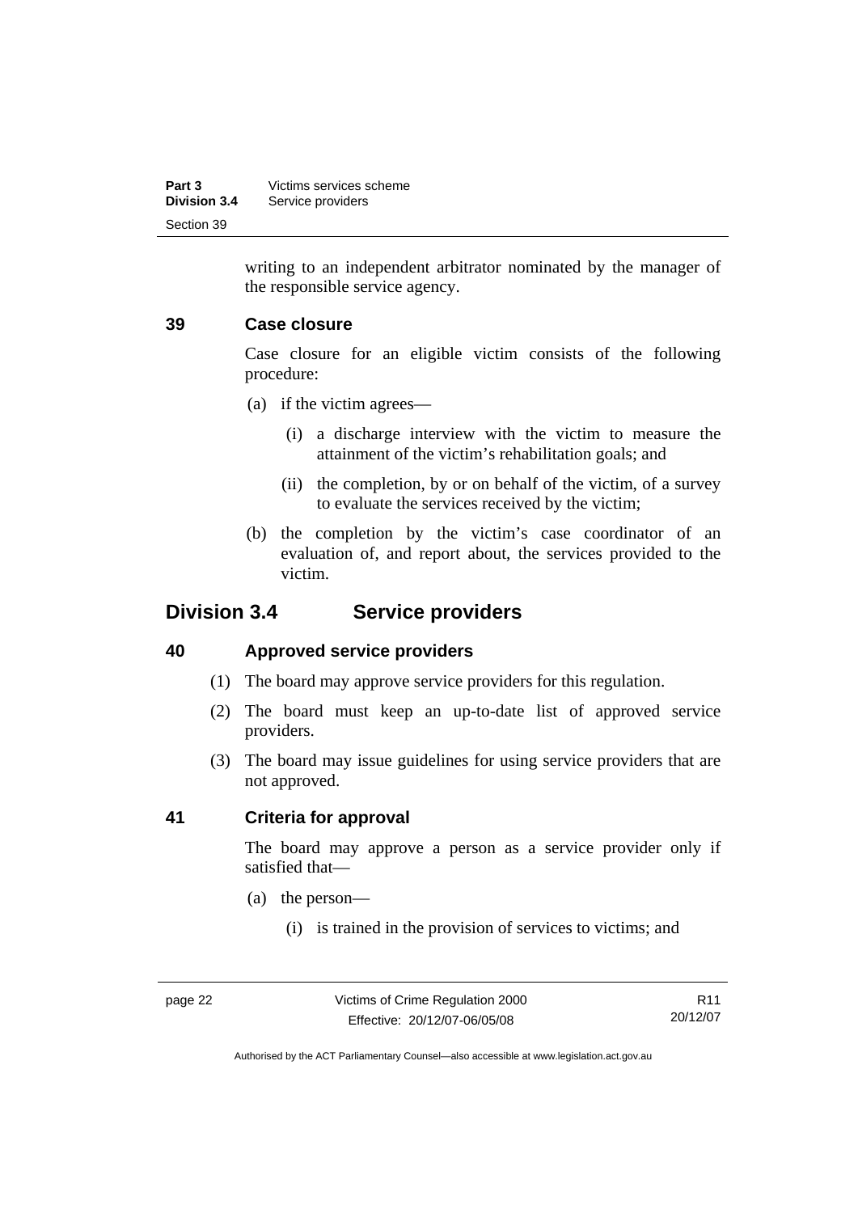writing to an independent arbitrator nominated by the manager of the responsible service agency.

### 39 Case closure

Case closure for an eligible victim consists of the following procedure:

(a) if the victim agrees—

(i) a discharge interview with the victim to measure the attainment of the victim's rehabilitation goals; and

(ii) the completion, by or on behalf of the victim, of a survey to evaluate the services received by the victim;

(b) the completion by the victim's case coordinator of an evaluation of, and report about, the services provided to the victim.

## Division 3.4 Service providers

### 40 Approved service providers

(1) The board may approve service providers for this regulation.

(2) The board must keep an up-to-date list of approved service providers.

(3) The board may issue guidelines for using service providers that are not approved.

### 41 Criteria for approval

The board may approve a person as a service provider only if satisfied that—

(a) the person—

(i) is trained in the provision of services to victims; and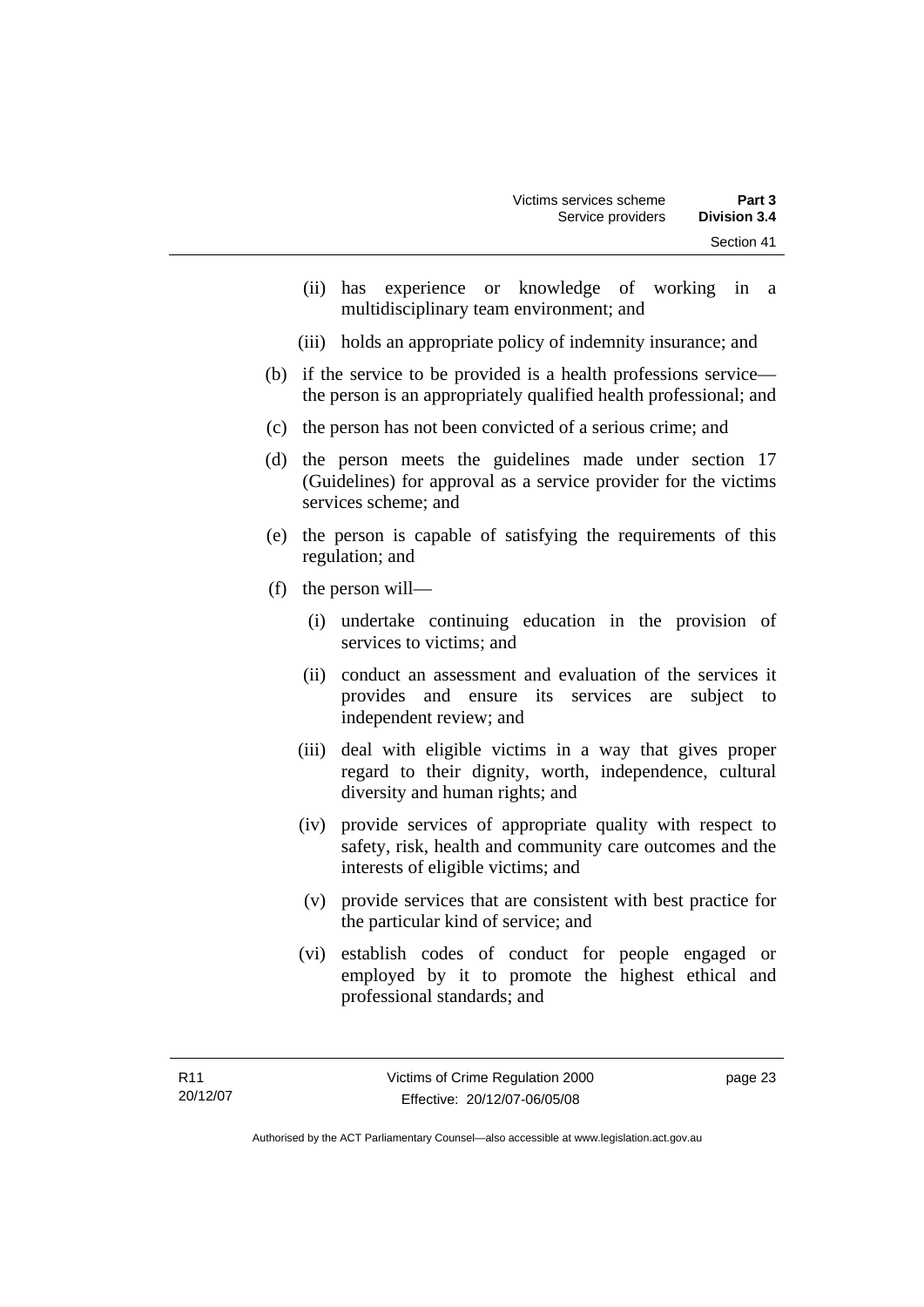(ii) has experience or knowledge of working in a multidisciplinary team environment; and

(iii) holds an appropriate policy of indemnity insurance; and

(b) if the service to be provided is a health professions service—the person is an appropriately qualified health professional; and

(c) the person has not been convicted of a serious crime; and

(d) the person meets the guidelines made under section 17 (Guidelines) for approval as a service provider for the victims services scheme; and

(e) the person is capable of satisfying the requirements of this regulation; and

(f) the person will—

(i) undertake continuing education in the provision of services to victims; and

(ii) conduct an assessment and evaluation of the services it provides and ensure its services are subject to independent review; and

(iii) deal with eligible victims in a way that gives proper regard to their dignity, worth, independence, cultural diversity and human rights; and

(iv) provide services of appropriate quality with respect to safety, risk, health and community care outcomes and the interests of eligible victims; and

(v) provide services that are consistent with best practice for the particular kind of service; and

(vi) establish codes of conduct for people engaged or employed by it to promote the highest ethical and professional standards; and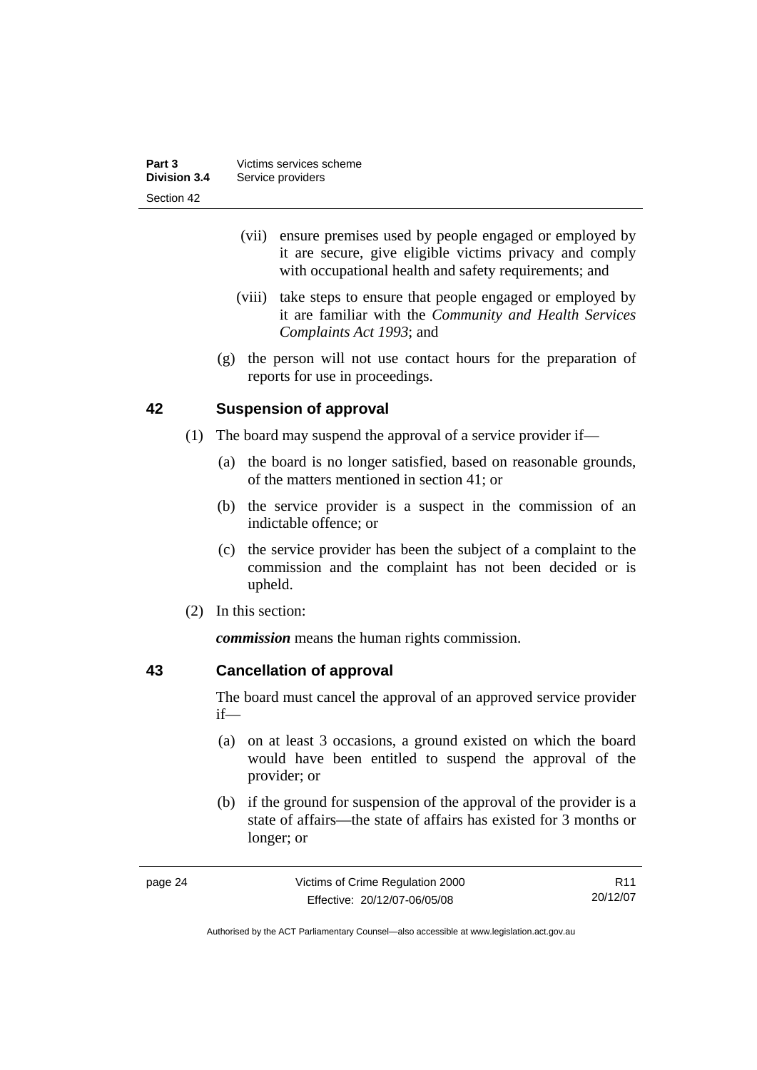(vii) ensure premises used by people engaged or employed by it are secure, give eligible victims privacy and comply with occupational health and safety requirements; and

(viii) take steps to ensure that people engaged or employed by it are familiar with the *Community and Health Services Complaints Act 1993*; and

(g) the person will not use contact hours for the preparation of reports for use in proceedings.

## 42 Suspension of approval

(1) The board may suspend the approval of a service provider if—

(a) the board is no longer satisfied, based on reasonable grounds, of the matters mentioned in section 41; or

(b) the service provider is a suspect in the commission of an indictable offence; or

(c) the service provider has been the subject of a complaint to the commission and the complaint has not been decided or is upheld.

(2) In this section:

***commission*** means the human rights commission.

## 43 Cancellation of approval

The board must cancel the approval of an approved service provider if—

(a) on at least 3 occasions, a ground existed on which the board would have been entitled to suspend the approval of the provider; or

(b) if the ground for suspension of the approval of the provider is a state of affairs—the state of affairs has existed for 3 months or longer; or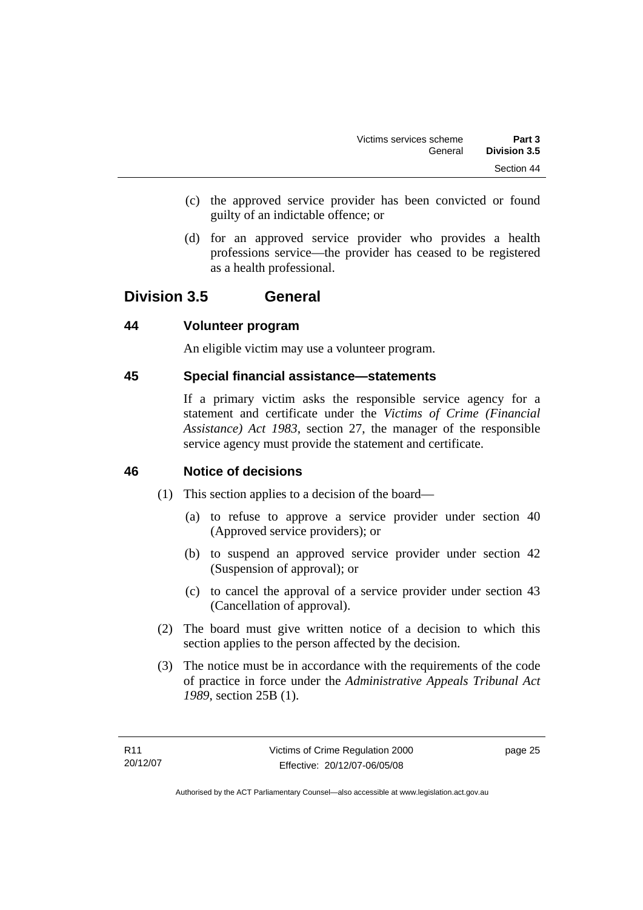(c) the approved service provider has been convicted or found guilty of an indictable offence; or

(d) for an approved service provider who provides a health professions service—the provider has ceased to be registered as a health professional.

## Division 3.5 General

### 44 Volunteer program

An eligible victim may use a volunteer program.

### 45 Special financial assistance—statements

If a primary victim asks the responsible service agency for a statement and certificate under the *Victims of Crime (Financial Assistance) Act 1983*, section 27, the manager of the responsible service agency must provide the statement and certificate.

### 46 Notice of decisions

(1) This section applies to a decision of the board—

(a) to refuse to approve a service provider under section 40 (Approved service providers); or

(b) to suspend an approved service provider under section 42 (Suspension of approval); or

(c) to cancel the approval of a service provider under section 43 (Cancellation of approval).

(2) The board must give written notice of a decision to which this section applies to the person affected by the decision.

(3) The notice must be in accordance with the requirements of the code of practice in force under the *Administrative Appeals Tribunal Act 1989*, section 25B (1).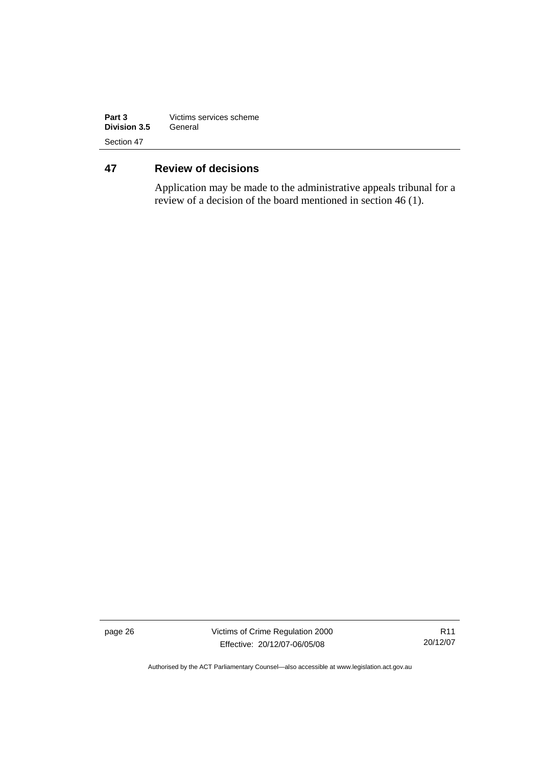## 47 Review of decisions

Application may be made to the administrative appeals tribunal for a review of a decision of the board mentioned in section 46 (1).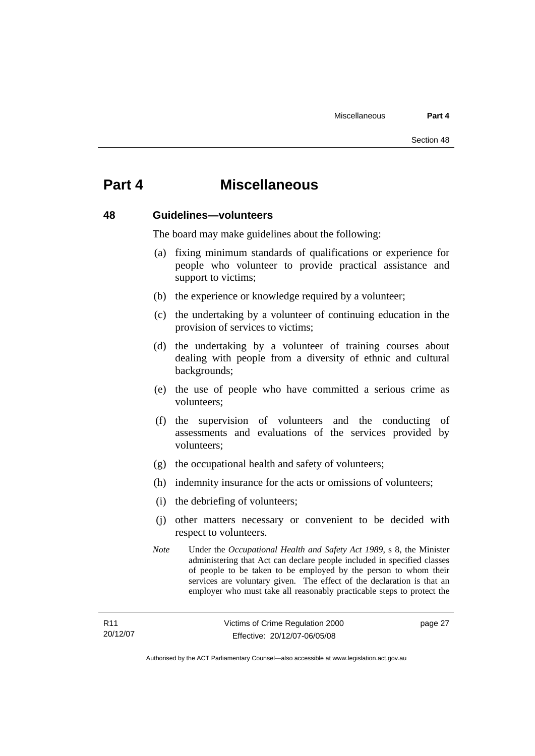# Part 4 Miscellaneous

## 48 Guidelines—volunteers

The board may make guidelines about the following:

(a) fixing minimum standards of qualifications or experience for people who volunteer to provide practical assistance and support to victims;

(b) the experience or knowledge required by a volunteer;

(c) the undertaking by a volunteer of continuing education in the provision of services to victims;

(d) the undertaking by a volunteer of training courses about dealing with people from a diversity of ethnic and cultural backgrounds;

(e) the use of people who have committed a serious crime as volunteers;

(f) the supervision of volunteers and the conducting of assessments and evaluations of the services provided by volunteers;

(g) the occupational health and safety of volunteers;

(h) indemnity insurance for the acts or omissions of volunteers;

(i) the debriefing of volunteers;

(j) other matters necessary or convenient to be decided with respect to volunteers.

*Note* Under the *Occupational Health and Safety Act 1989*, s 8, the Minister administering that Act can declare people included in specified classes of people to be taken to be employed by the person to whom their services are voluntary given. The effect of the declaration is that an employer who must take all reasonably practicable steps to protect the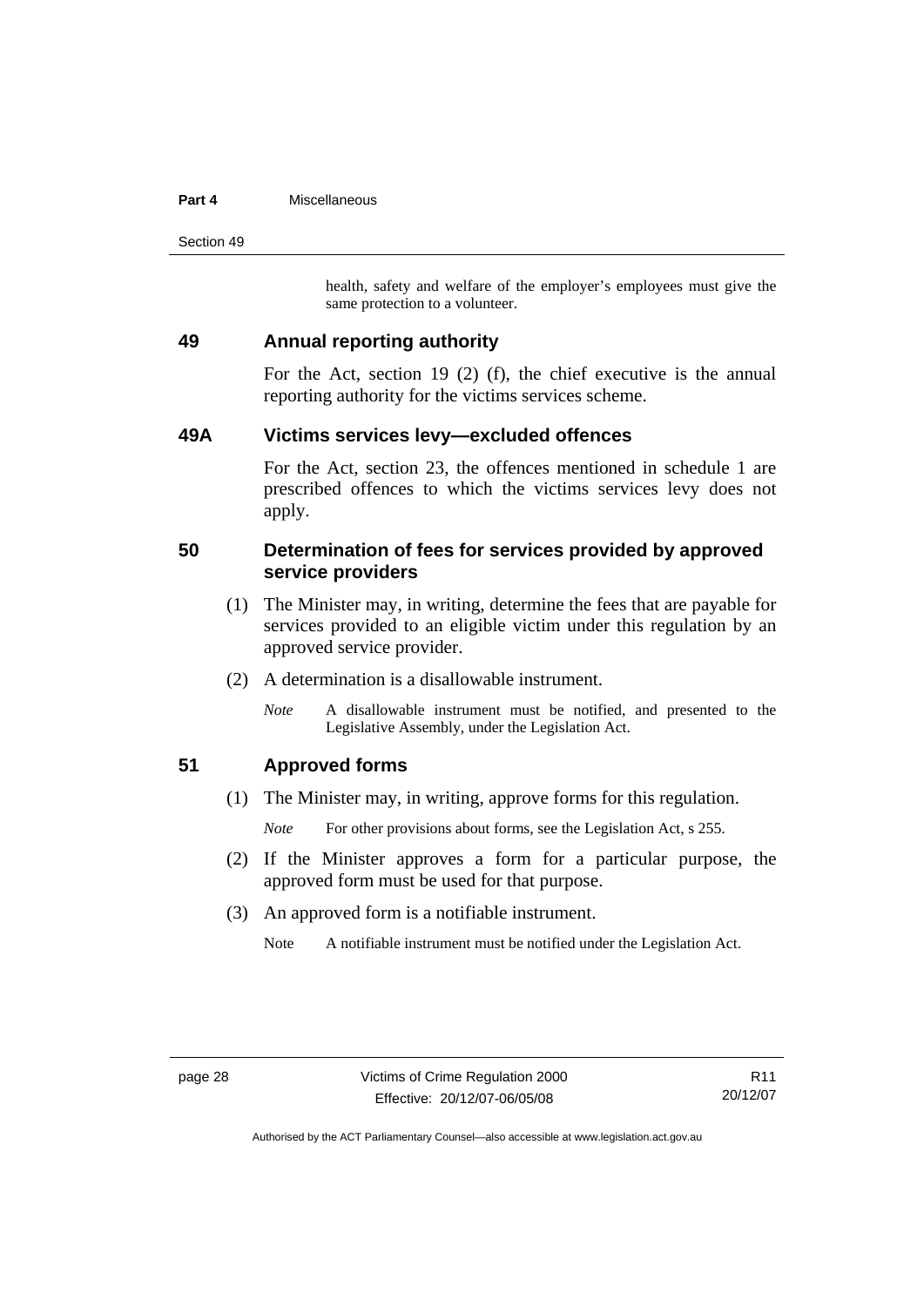health, safety and welfare of the employer's employees must give the same protection to a volunteer.

## 49 Annual reporting authority

For the Act, section 19 (2) (f), the chief executive is the annual reporting authority for the victims services scheme.

## 49A Victims services levy—excluded offences

For the Act, section 23, the offences mentioned in schedule 1 are prescribed offences to which the victims services levy does not apply.

## 50 Determination of fees for services provided by approved service providers

(1) The Minister may, in writing, determine the fees that are payable for services provided to an eligible victim under this regulation by an approved service provider.

(2) A determination is a disallowable instrument.

*Note* A disallowable instrument must be notified, and presented to the Legislative Assembly, under the Legislation Act.

## 51 Approved forms

(1) The Minister may, in writing, approve forms for this regulation.

*Note* For other provisions about forms, see the Legislation Act, s 255.

(2) If the Minister approves a form for a particular purpose, the approved form must be used for that purpose.

(3) An approved form is a notifiable instrument.

Note A notifiable instrument must be notified under the Legislation Act.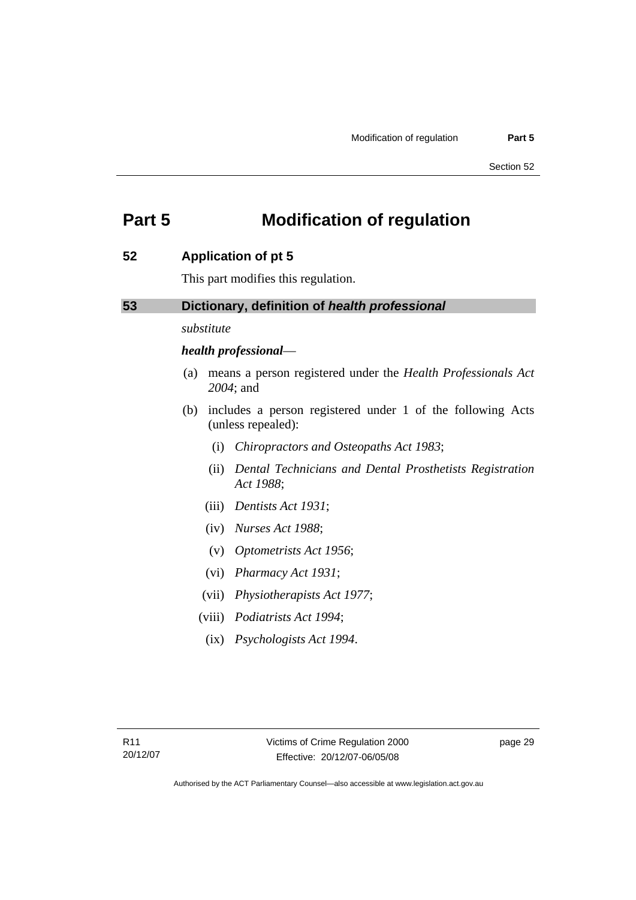# Part 5 Modification of regulation

## 52 Application of pt 5

This part modifies this regulation.

## 53 Dictionary, definition of *health professional*

*substitute*

***health professional***—

(a) means a person registered under the *Health Professionals Act 2004*; and

(b) includes a person registered under 1 of the following Acts (unless repealed):

(i) *Chiropractors and Osteopaths Act 1983*;

(ii) *Dental Technicians and Dental Prosthetists Registration Act 1988*;

(iii) *Dentists Act 1931*;

(iv) *Nurses Act 1988*;

(v) *Optometrists Act 1956*;

(vi) *Pharmacy Act 1931*;

(vii) *Physiotherapists Act 1977*;

(viii) *Podiatrists Act 1994*;

(ix) *Psychologists Act 1994*.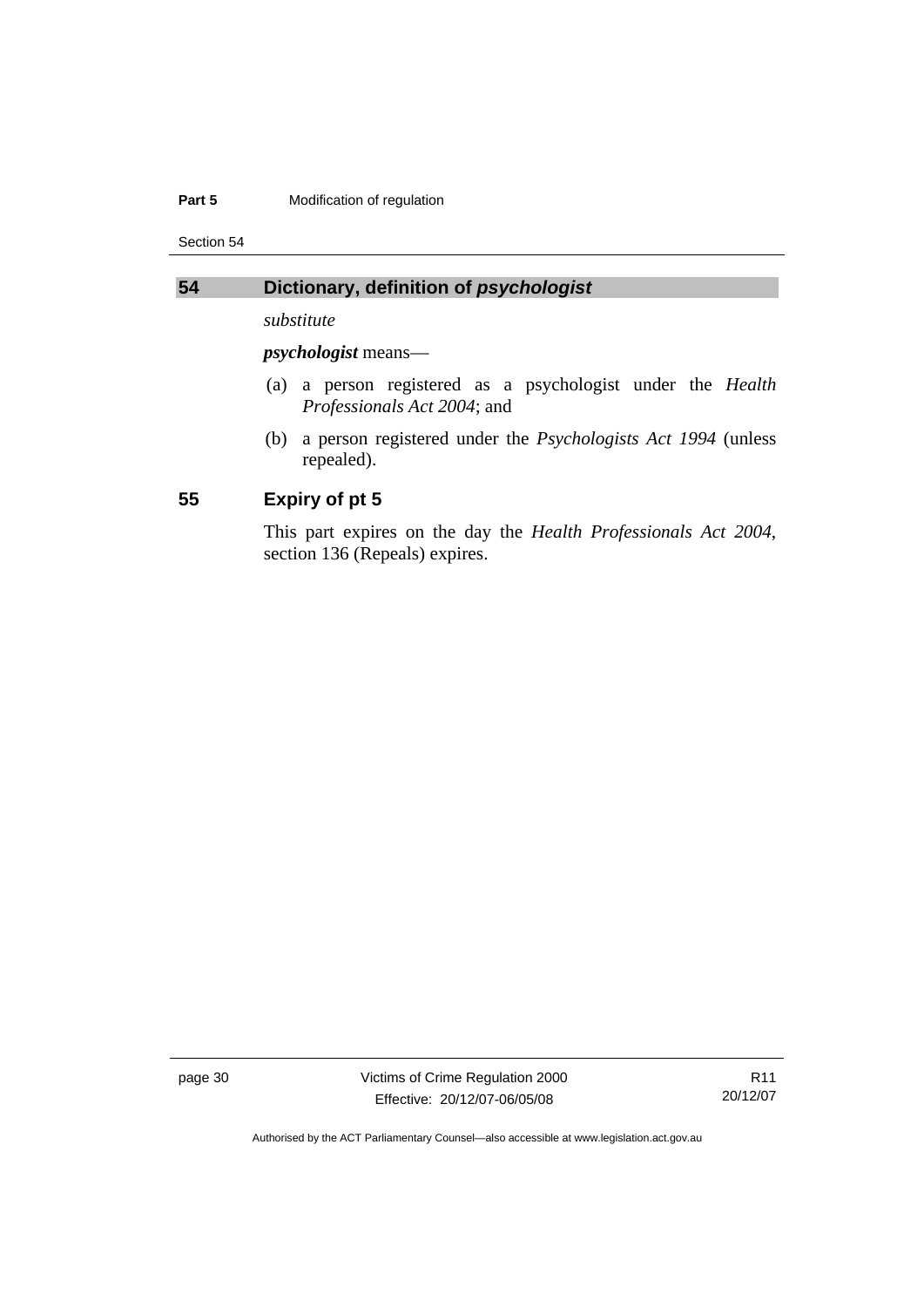## 54 Dictionary, definition of *psychologist*

*substitute*

***psychologist*** means—

(a) a person registered as a psychologist under the *Health Professionals Act 2004*; and

(b) a person registered under the *Psychologists Act 1994* (unless repealed).

## 55 Expiry of pt 5

This part expires on the day the *Health Professionals Act 2004*, section 136 (Repeals) expires.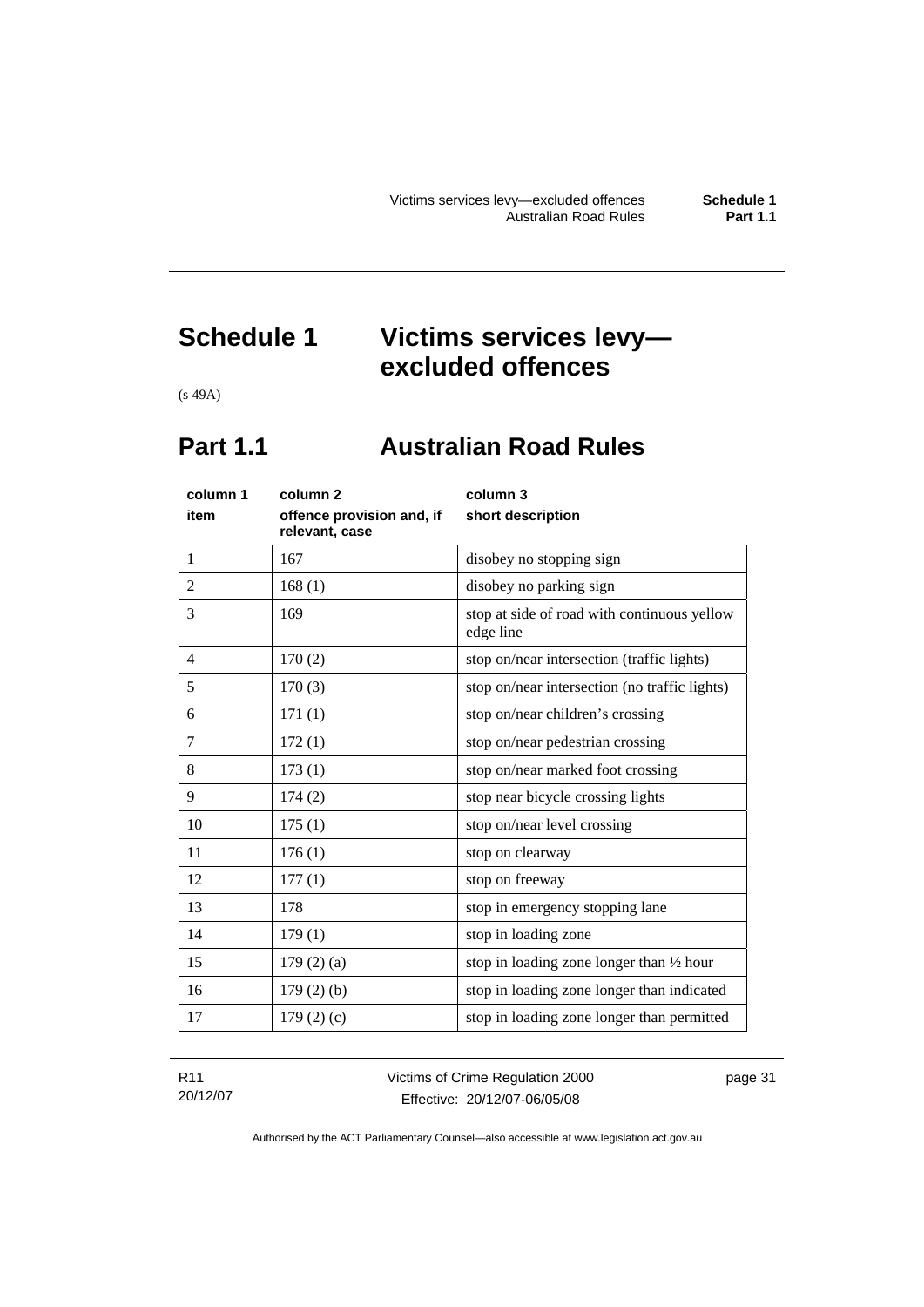# Schedule 1 Victims services levy—excluded offences

(s 49A)

## Part 1.1 Australian Road Rules

| column 1<br>item | column 2<br>offence provision and, if relevant, case | column 3<br>short description |
|---|---|---|
| 1 | 167 | disobey no stopping sign |
| 2 | 168 (1) | disobey no parking sign |
| 3 | 169 | stop at side of road with continuous yellow edge line |
| 4 | 170 (2) | stop on/near intersection (traffic lights) |
| 5 | 170 (3) | stop on/near intersection (no traffic lights) |
| 6 | 171 (1) | stop on/near children's crossing |
| 7 | 172 (1) | stop on/near pedestrian crossing |
| 8 | 173 (1) | stop on/near marked foot crossing |
| 9 | 174 (2) | stop near bicycle crossing lights |
| 10 | 175 (1) | stop on/near level crossing |
| 11 | 176 (1) | stop on clearway |
| 12 | 177 (1) | stop on freeway |
| 13 | 178 | stop in emergency stopping lane |
| 14 | 179 (1) | stop in loading zone |
| 15 | 179 (2) (a) | stop in loading zone longer than ½ hour |
| 16 | 179 (2) (b) | stop in loading zone longer than indicated |
| 17 | 179 (2) (c) | stop in loading zone longer than permitted |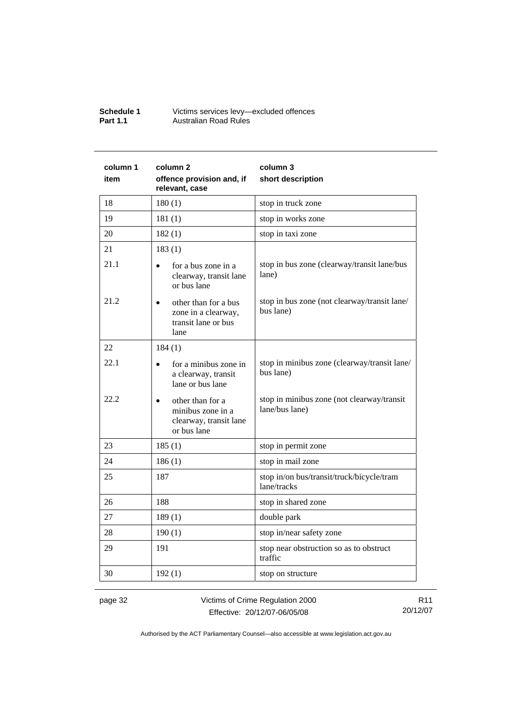| column 1 item | column 2 offence provision and, if relevant, case | column 3 short description |
|---|---|---|
| 18 | 180 (1) | stop in truck zone |
| 19 | 181 (1) | stop in works zone |
| 20 | 182 (1) | stop in taxi zone |
| 21 | 183 (1) | |
| 21.1 | • for a bus zone in a clearway, transit lane or bus lane | stop in bus zone (clearway/transit lane/bus lane) |
| 21.2 | • other than for a bus zone in a clearway, transit lane or bus lane | stop in bus zone (not clearway/transit lane/ bus lane) |
| 22 | 184 (1) | |
| 22.1 | • for a minibus zone in a clearway, transit lane or bus lane | stop in minibus zone (clearway/transit lane/ bus lane) |
| 22.2 | • other than for a minibus zone in a clearway, transit lane or bus lane | stop in minibus zone (not clearway/transit lane/bus lane) |
| 23 | 185 (1) | stop in permit zone |
| 24 | 186 (1) | stop in mail zone |
| 25 | 187 | stop in/on bus/transit/truck/bicycle/tram lane/tracks |
| 26 | 188 | stop in shared zone |
| 27 | 189 (1) | double park |
| 28 | 190 (1) | stop in/near safety zone |
| 29 | 191 | stop near obstruction so as to obstruct traffic |
| 30 | 192 (1) | stop on structure |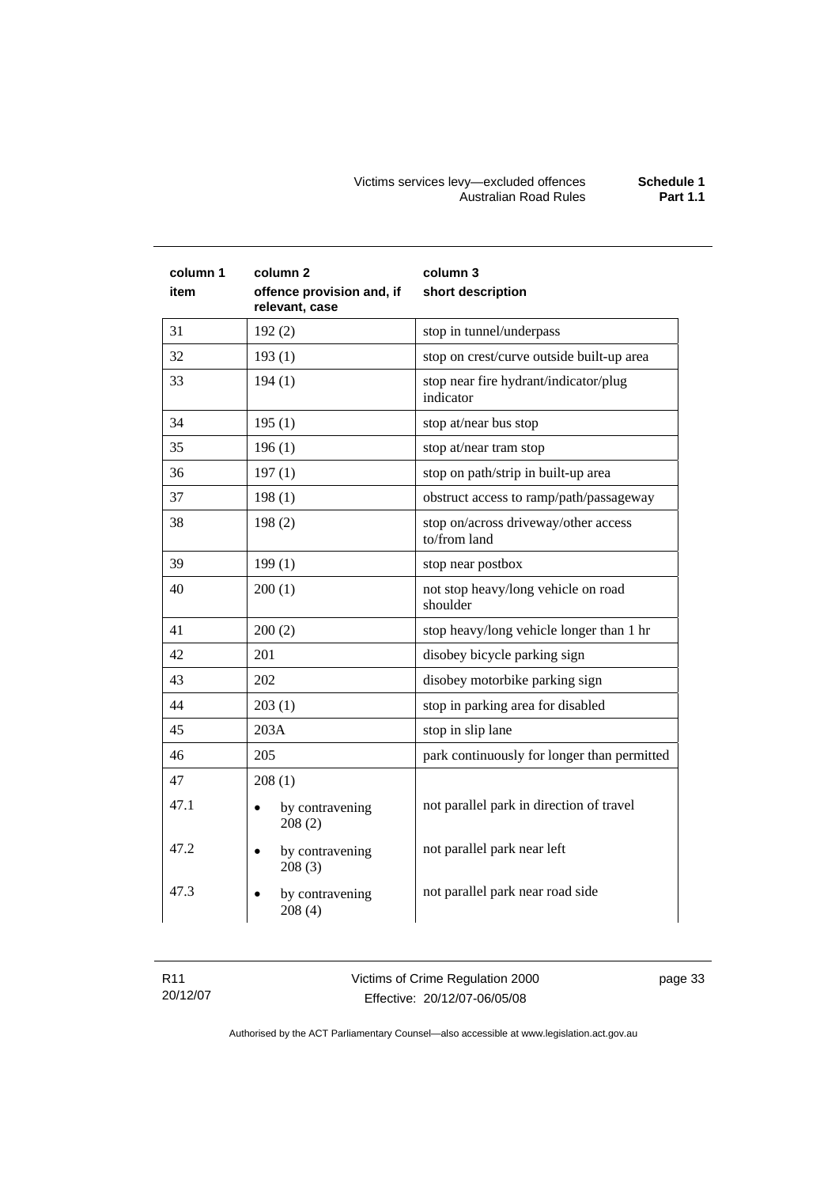| column 1 item | column 2 offence provision and, if relevant, case | column 3 short description |
|---|---|---|
| 31 | 192 (2) | stop in tunnel/underpass |
| 32 | 193 (1) | stop on crest/curve outside built-up area |
| 33 | 194 (1) | stop near fire hydrant/indicator/plug indicator |
| 34 | 195 (1) | stop at/near bus stop |
| 35 | 196 (1) | stop at/near tram stop |
| 36 | 197 (1) | stop on path/strip in built-up area |
| 37 | 198 (1) | obstruct access to ramp/path/passageway |
| 38 | 198 (2) | stop on/across driveway/other access to/from land |
| 39 | 199 (1) | stop near postbox |
| 40 | 200 (1) | not stop heavy/long vehicle on road shoulder |
| 41 | 200 (2) | stop heavy/long vehicle longer than 1 hr |
| 42 | 201 | disobey bicycle parking sign |
| 43 | 202 | disobey motorbike parking sign |
| 44 | 203 (1) | stop in parking area for disabled |
| 45 | 203A | stop in slip lane |
| 46 | 205 | park continuously for longer than permitted |
| 47 | 208 (1) | |
| 47.1 | • by contravening 208 (2) | not parallel park in direction of travel |
| 47.2 | • by contravening 208 (3) | not parallel park near left |
| 47.3 | • by contravening 208 (4) | not parallel park near road side |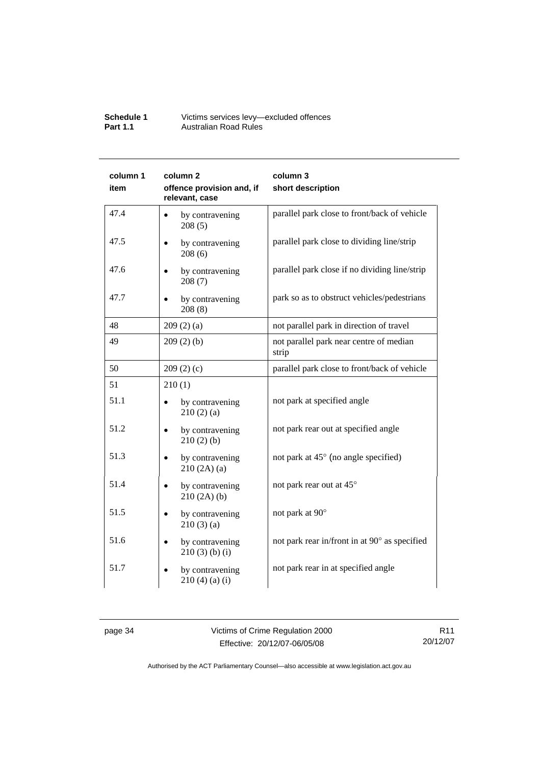| column 1 item | column 2 offence provision and, if relevant, case | column 3 short description |
|---|---|---|
| 47.4 | • by contravening 208 (5) | parallel park close to front/back of vehicle |
| 47.5 | • by contravening 208 (6) | parallel park close to dividing line/strip |
| 47.6 | • by contravening 208 (7) | parallel park close if no dividing line/strip |
| 47.7 | • by contravening 208 (8) | park so as to obstruct vehicles/pedestrians |
| 48 | 209 (2) (a) | not parallel park in direction of travel |
| 49 | 209 (2) (b) | not parallel park near centre of median strip |
| 50 | 209 (2) (c) | parallel park close to front/back of vehicle |
| 51 | 210 (1) | |
| 51.1 | • by contravening 210 (2) (a) | not park at specified angle |
| 51.2 | • by contravening 210 (2) (b) | not park rear out at specified angle |
| 51.3 | • by contravening 210 (2A) (a) | not park at 45° (no angle specified) |
| 51.4 | • by contravening 210 (2A) (b) | not park rear out at 45° |
| 51.5 | • by contravening 210 (3) (a) | not park at 90° |
| 51.6 | • by contravening 210 (3) (b) (i) | not park rear in/front in at 90° as specified |
| 51.7 | • by contravening 210 (4) (a) (i) | not park rear in at specified angle |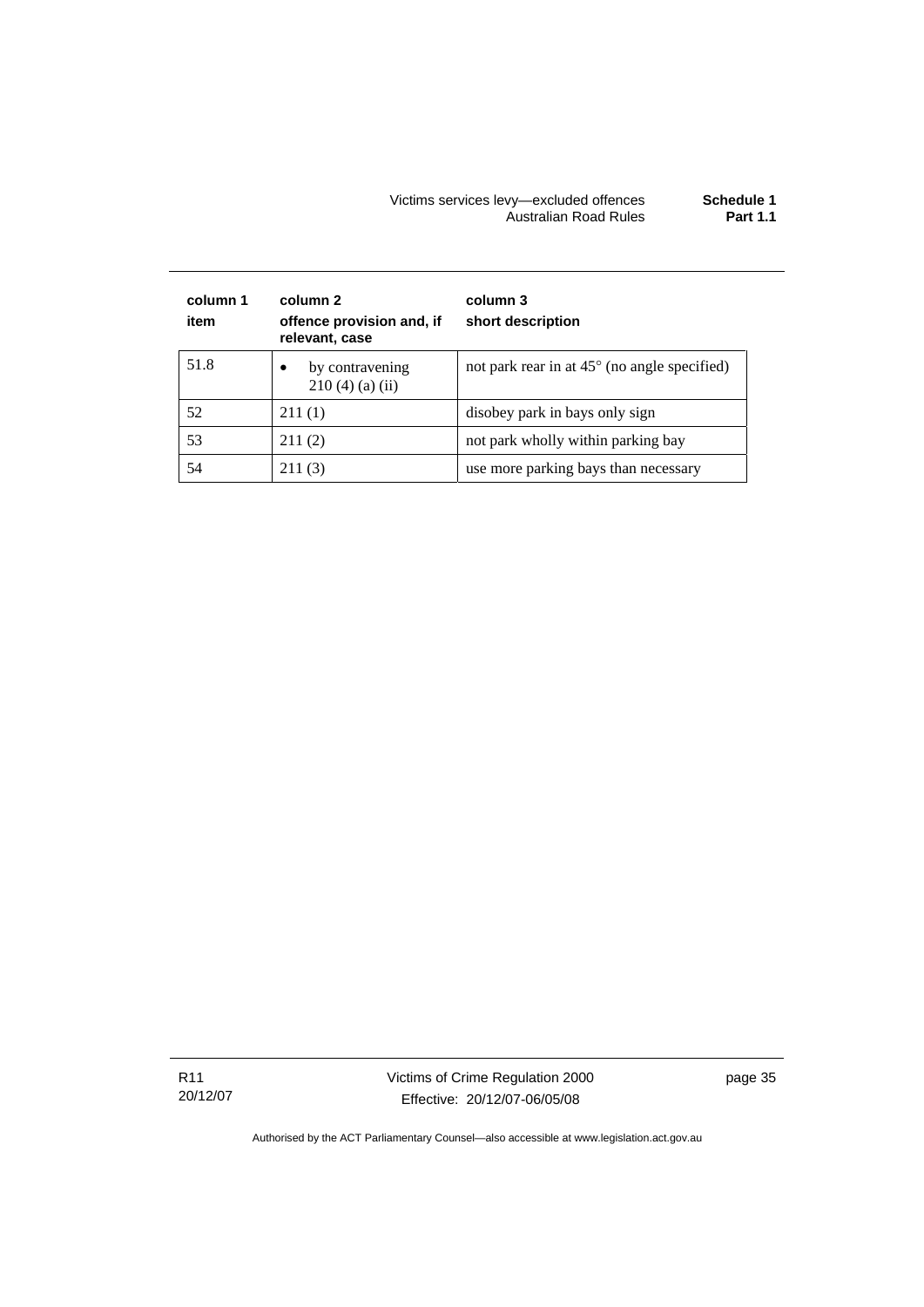| column 1 item | column 2 offence provision and, if relevant, case | column 3 short description |
|---|---|---|
| 51.8 | • by contravening 210 (4) (a) (ii) | not park rear in at 45° (no angle specified) |
| 52 | 211 (1) | disobey park in bays only sign |
| 53 | 211 (2) | not park wholly within parking bay |
| 54 | 211 (3) | use more parking bays than necessary |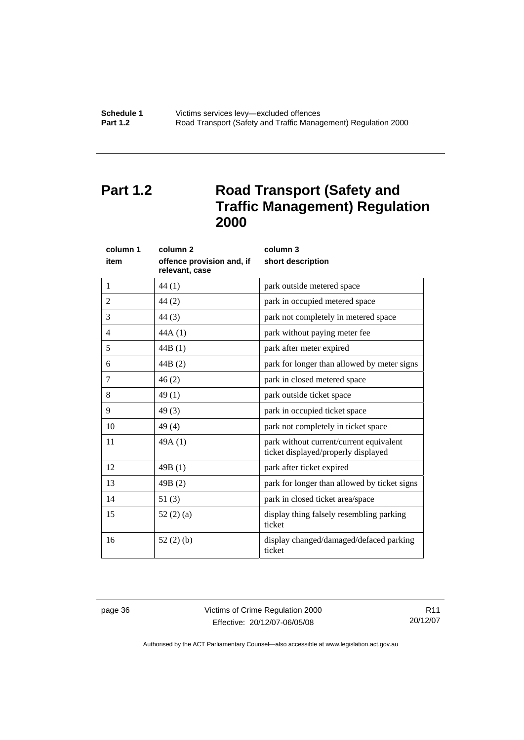# Part 1.2 Road Transport (Safety and Traffic Management) Regulation 2000

| column 1<br>item | column 2<br>offence provision and, if relevant, case | column 3<br>short description |
|---|---|---|
| 1 | 44 (1) | park outside metered space |
| 2 | 44 (2) | park in occupied metered space |
| 3 | 44 (3) | park not completely in metered space |
| 4 | 44A (1) | park without paying meter fee |
| 5 | 44B (1) | park after meter expired |
| 6 | 44B (2) | park for longer than allowed by meter signs |
| 7 | 46 (2) | park in closed metered space |
| 8 | 49 (1) | park outside ticket space |
| 9 | 49 (3) | park in occupied ticket space |
| 10 | 49 (4) | park not completely in ticket space |
| 11 | 49A (1) | park without current/current equivalent ticket displayed/properly displayed |
| 12 | 49B (1) | park after ticket expired |
| 13 | 49B (2) | park for longer than allowed by ticket signs |
| 14 | 51 (3) | park in closed ticket area/space |
| 15 | 52 (2) (a) | display thing falsely resembling parking ticket |
| 16 | 52 (2) (b) | display changed/damaged/defaced parking ticket |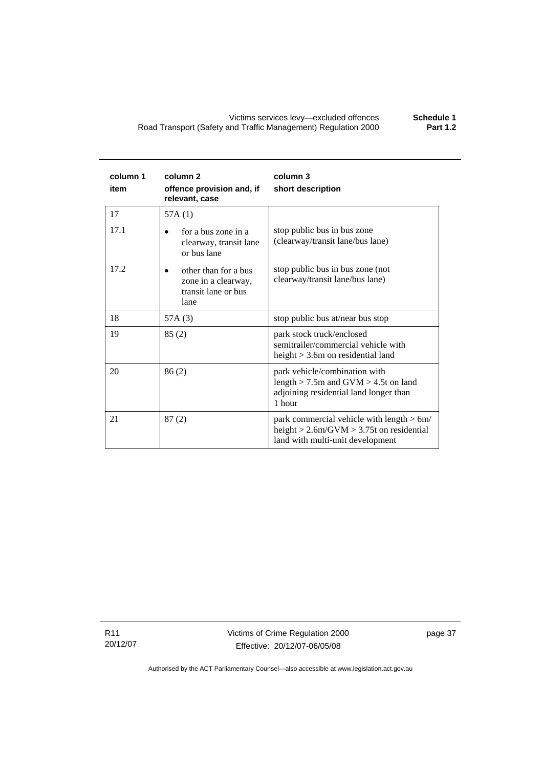| column 1 item | column 2 offence provision and, if relevant, case | column 3 short description |
|---|---|---|
| 17 | 57A (1) | |
| 17.1 | • for a bus zone in a clearway, transit lane or bus lane | stop public bus in bus zone (clearway/transit lane/bus lane) |
| 17.2 | • other than for a bus zone in a clearway, transit lane or bus lane | stop public bus in bus zone (not clearway/transit lane/bus lane) |
| 18 | 57A (3) | stop public bus at/near bus stop |
| 19 | 85 (2) | park stock truck/enclosed semitrailer/commercial vehicle with height > 3.6m on residential land |
| 20 | 86 (2) | park vehicle/combination with length > 7.5m and GVM > 4.5t on land adjoining residential land longer than 1 hour |
| 21 | 87 (2) | park commercial vehicle with length > 6m/ height > 2.6m/GVM > 3.75t on residential land with multi-unit development |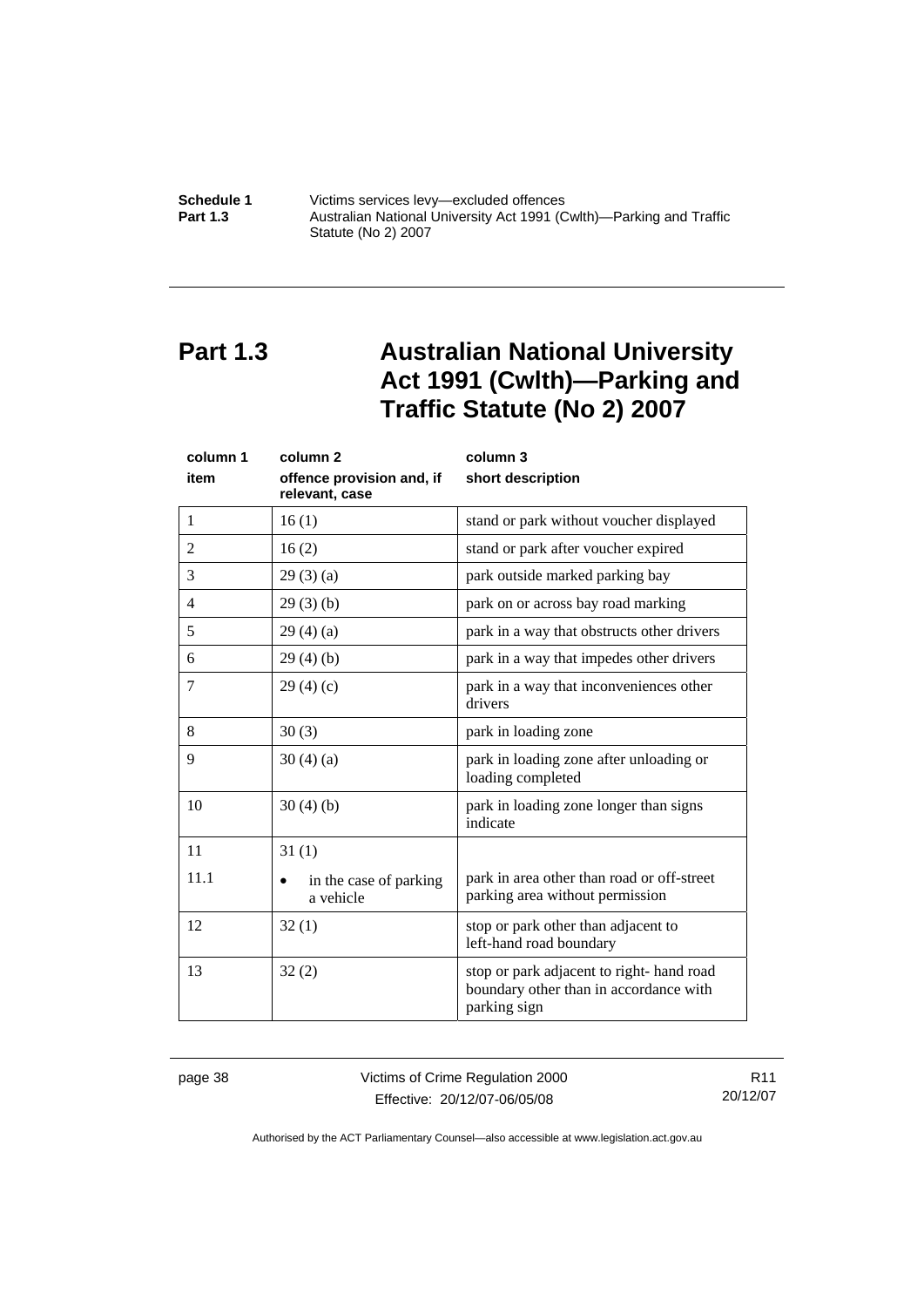# Part 1.3 Australian National University Act 1991 (Cwlth)—Parking and Traffic Statute (No 2) 2007

| column 1<br>item | column 2<br>offence provision and, if relevant, case | column 3<br>short description |
|---|---|---|
| 1 | 16 (1) | stand or park without voucher displayed |
| 2 | 16 (2) | stand or park after voucher expired |
| 3 | 29 (3) (a) | park outside marked parking bay |
| 4 | 29 (3) (b) | park on or across bay road marking |
| 5 | 29 (4) (a) | park in a way that obstructs other drivers |
| 6 | 29 (4) (b) | park in a way that impedes other drivers |
| 7 | 29 (4) (c) | park in a way that inconveniences other drivers |
| 8 | 30 (3) | park in loading zone |
| 9 | 30 (4) (a) | park in loading zone after unloading or loading completed |
| 10 | 30 (4) (b) | park in loading zone longer than signs indicate |
| 11 | 31 (1) | |
| 11.1 | • in the case of parking a vehicle | park in area other than road or off-street parking area without permission |
| 12 | 32 (1) | stop or park other than adjacent to left-hand road boundary |
| 13 | 32 (2) | stop or park adjacent to right- hand road boundary other than in accordance with parking sign |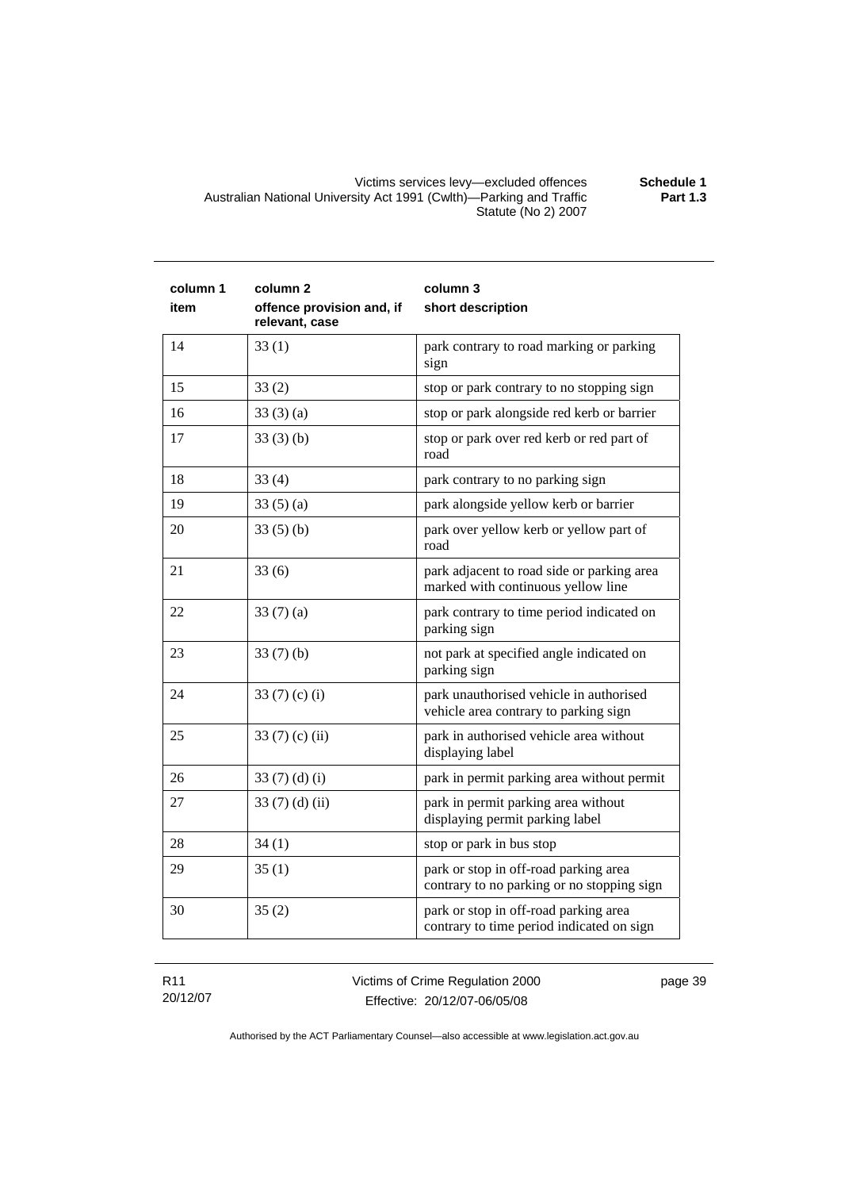| column 1 item | column 2 offence provision and, if relevant, case | column 3 short description |
| --- | --- | --- |
| 14 | 33 (1) | park contrary to road marking or parking sign |
| 15 | 33 (2) | stop or park contrary to no stopping sign |
| 16 | 33 (3) (a) | stop or park alongside red kerb or barrier |
| 17 | 33 (3) (b) | stop or park over red kerb or red part of road |
| 18 | 33 (4) | park contrary to no parking sign |
| 19 | 33 (5) (a) | park alongside yellow kerb or barrier |
| 20 | 33 (5) (b) | park over yellow kerb or yellow part of road |
| 21 | 33 (6) | park adjacent to road side or parking area marked with continuous yellow line |
| 22 | 33 (7) (a) | park contrary to time period indicated on parking sign |
| 23 | 33 (7) (b) | not park at specified angle indicated on parking sign |
| 24 | 33 (7) (c) (i) | park unauthorised vehicle in authorised vehicle area contrary to parking sign |
| 25 | 33 (7) (c) (ii) | park in authorised vehicle area without displaying label |
| 26 | 33 (7) (d) (i) | park in permit parking area without permit |
| 27 | 33 (7) (d) (ii) | park in permit parking area without displaying permit parking label |
| 28 | 34 (1) | stop or park in bus stop |
| 29 | 35 (1) | park or stop in off-road parking area contrary to no parking or no stopping sign |
| 30 | 35 (2) | park or stop in off-road parking area contrary to time period indicated on sign |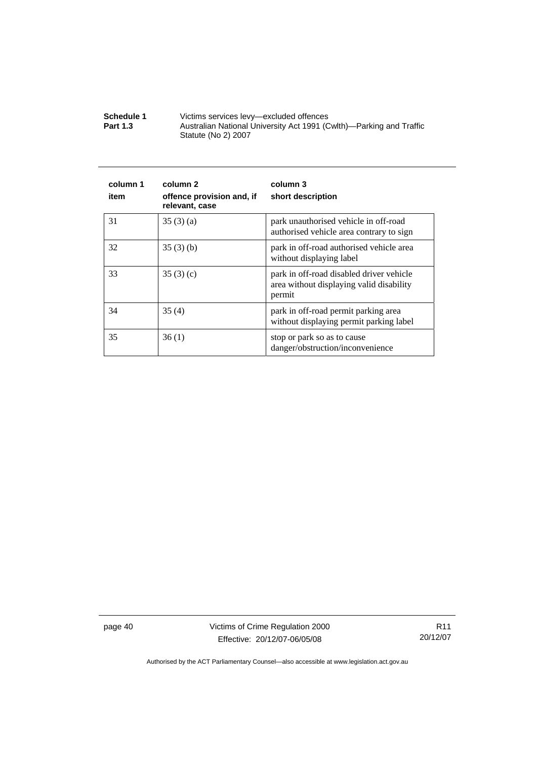| column 1<br>item | column 2<br>offence provision and, if relevant, case | column 3<br>short description |
|---|---|---|
| 31 | 35 (3) (a) | park unauthorised vehicle in off-road authorised vehicle area contrary to sign |
| 32 | 35 (3) (b) | park in off-road authorised vehicle area without displaying label |
| 33 | 35 (3) (c) | park in off-road disabled driver vehicle area without displaying valid disability permit |
| 34 | 35 (4) | park in off-road permit parking area without displaying permit parking label |
| 35 | 36 (1) | stop or park so as to cause danger/obstruction/inconvenience |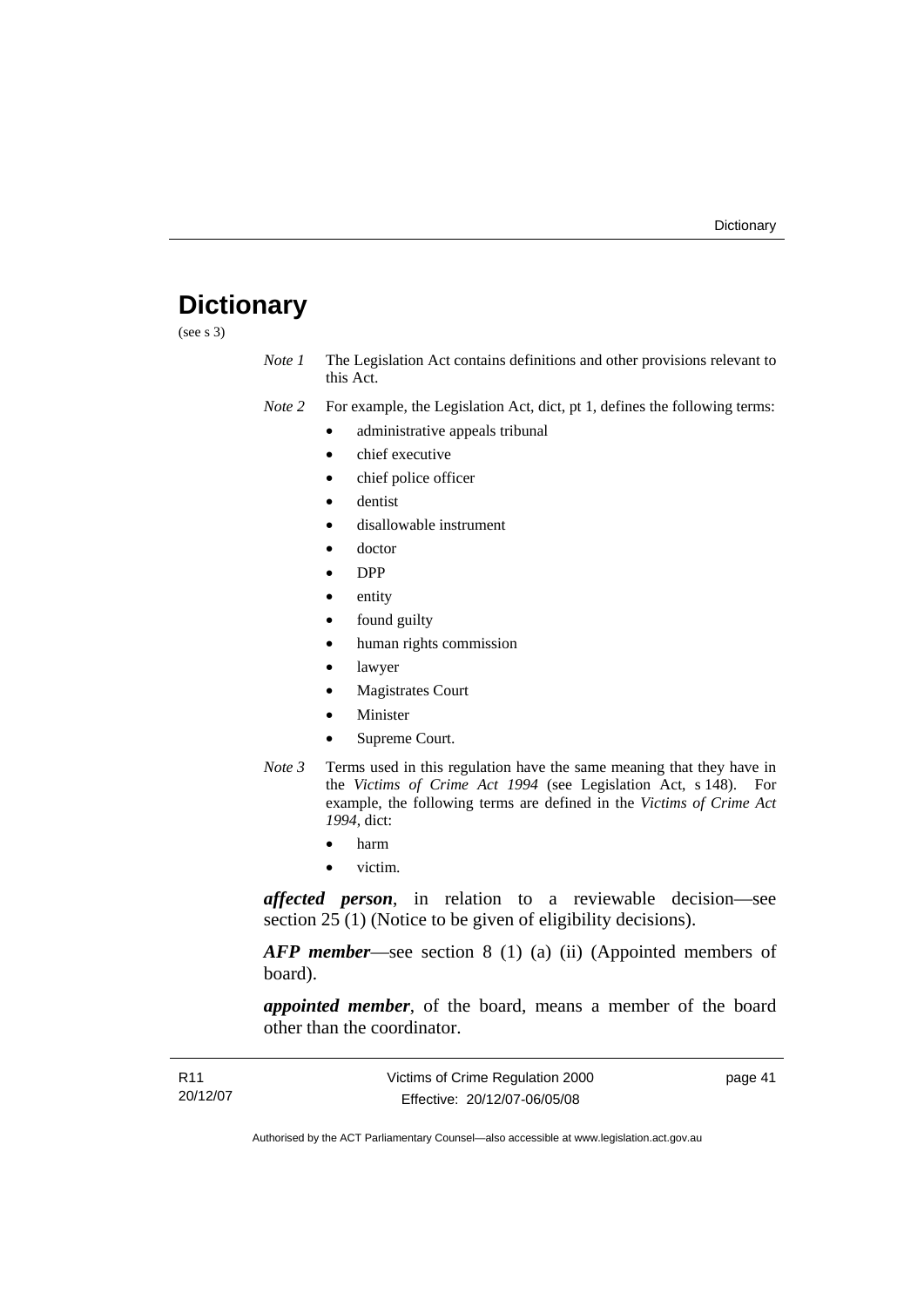# Dictionary

(see s 3)

*Note 1* The Legislation Act contains definitions and other provisions relevant to this Act.

*Note 2* For example, the Legislation Act, dict, pt 1, defines the following terms:

- administrative appeals tribunal
- chief executive
- chief police officer
- dentist
- disallowable instrument
- doctor
- DPP
- entity
- found guilty
- human rights commission
- lawyer
- Magistrates Court
- Minister
- Supreme Court.

*Note 3* Terms used in this regulation have the same meaning that they have in the *Victims of Crime Act 1994* (see Legislation Act, s 148). For example, the following terms are defined in the *Victims of Crime Act 1994*, dict:

- harm
- victim.

***affected person***, in relation to a reviewable decision—see section 25 (1) (Notice to be given of eligibility decisions).

***AFP member***—see section 8 (1) (a) (ii) (Appointed members of board).

***appointed member***, of the board, means a member of the board other than the coordinator.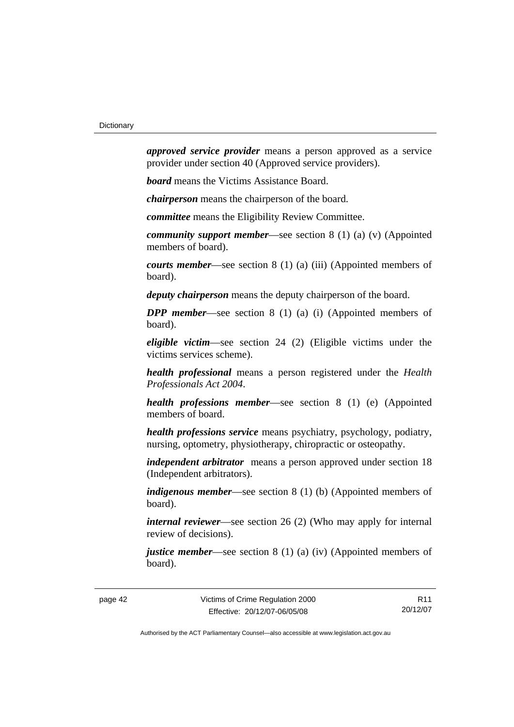***approved service provider*** means a person approved as a service provider under section 40 (Approved service providers).

***board*** means the Victims Assistance Board.

***chairperson*** means the chairperson of the board.

***committee*** means the Eligibility Review Committee.

***community support member***—see section 8 (1) (a) (v) (Appointed members of board).

***courts member***—see section 8 (1) (a) (iii) (Appointed members of board).

***deputy chairperson*** means the deputy chairperson of the board.

***DPP member***—see section 8 (1) (a) (i) (Appointed members of board).

***eligible victim***—see section 24 (2) (Eligible victims under the victims services scheme).

***health professional*** means a person registered under the *Health Professionals Act 2004*.

***health professions member***—see section 8 (1) (e) (Appointed members of board.

***health professions service*** means psychiatry, psychology, podiatry, nursing, optometry, physiotherapy, chiropractic or osteopathy.

***independent arbitrator*** means a person approved under section 18 (Independent arbitrators).

***indigenous member***—see section 8 (1) (b) (Appointed members of board).

***internal reviewer***—see section 26 (2) (Who may apply for internal review of decisions).

***justice member***—see section 8 (1) (a) (iv) (Appointed members of board).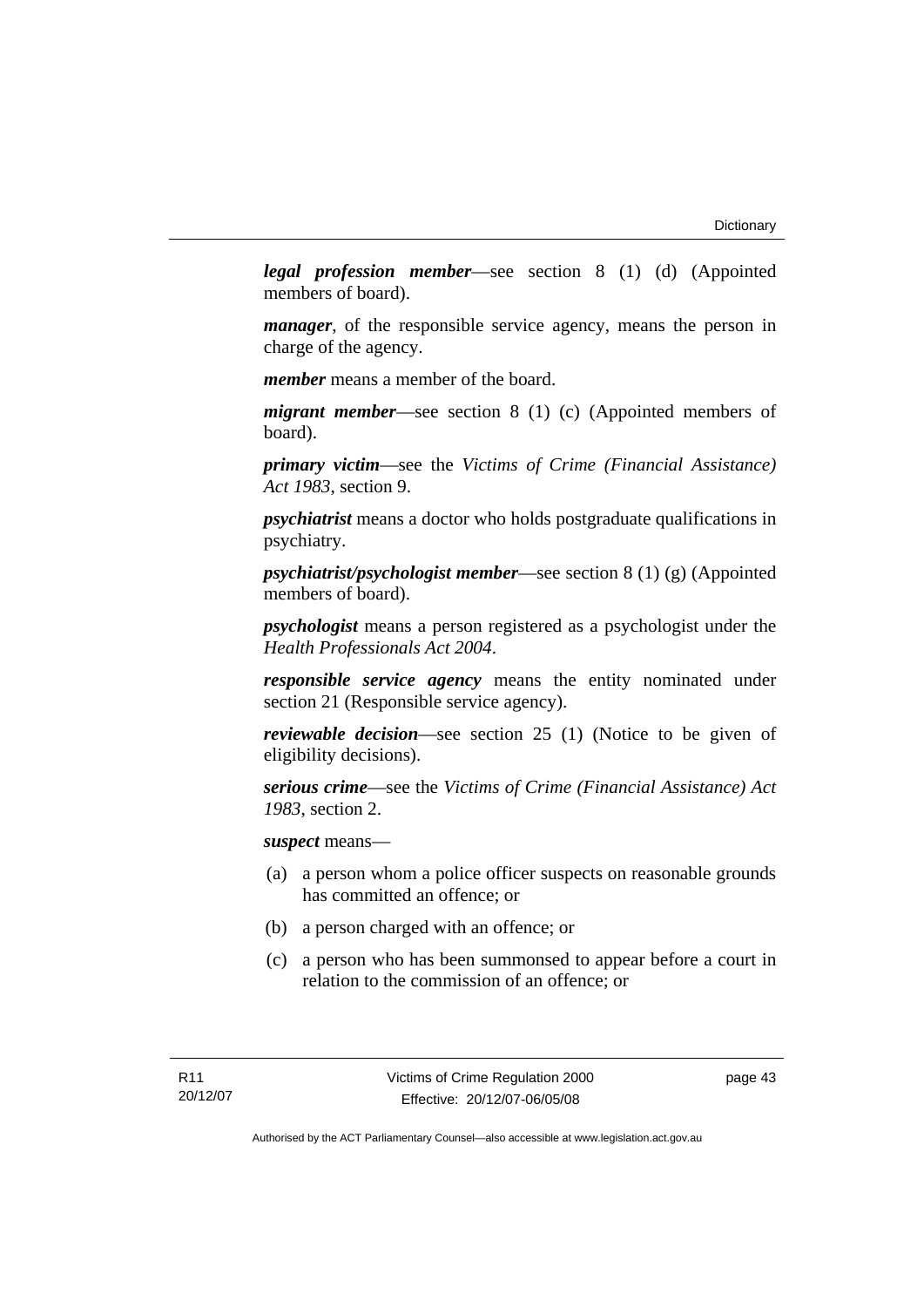***legal profession member***—see section 8 (1) (d) (Appointed members of board).

***manager***, of the responsible service agency, means the person in charge of the agency.

***member*** means a member of the board.

***migrant member***—see section 8 (1) (c) (Appointed members of board).

***primary victim***—see the *Victims of Crime (Financial Assistance) Act 1983*, section 9.

***psychiatrist*** means a doctor who holds postgraduate qualifications in psychiatry.

***psychiatrist/psychologist member***—see section 8 (1) (g) (Appointed members of board).

***psychologist*** means a person registered as a psychologist under the *Health Professionals Act 2004*.

***responsible service agency*** means the entity nominated under section 21 (Responsible service agency).

***reviewable decision***—see section 25 (1) (Notice to be given of eligibility decisions).

***serious crime***—see the *Victims of Crime (Financial Assistance) Act 1983*, section 2.

***suspect*** means—

(a) a person whom a police officer suspects on reasonable grounds has committed an offence; or

(b) a person charged with an offence; or

(c) a person who has been summonsed to appear before a court in relation to the commission of an offence; or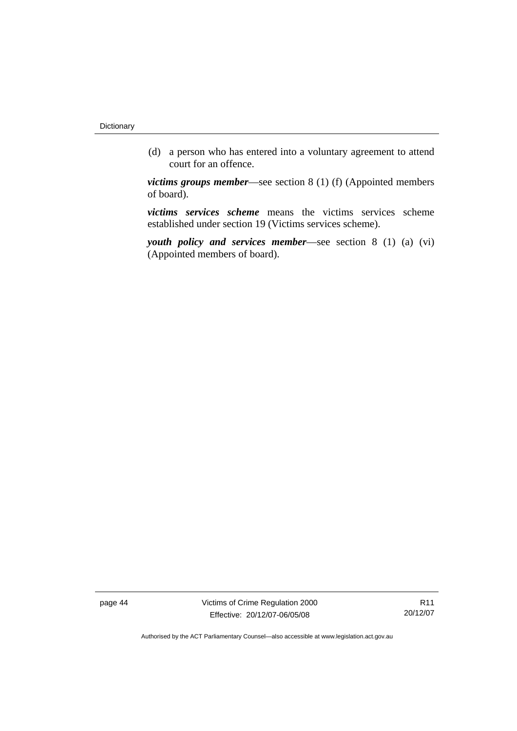(d) a person who has entered into a voluntary agreement to attend court for an offence.

***victims groups member***—see section 8 (1) (f) (Appointed members of board).

***victims services scheme*** means the victims services scheme established under section 19 (Victims services scheme).

***youth policy and services member***—see section 8 (1) (a) (vi) (Appointed members of board).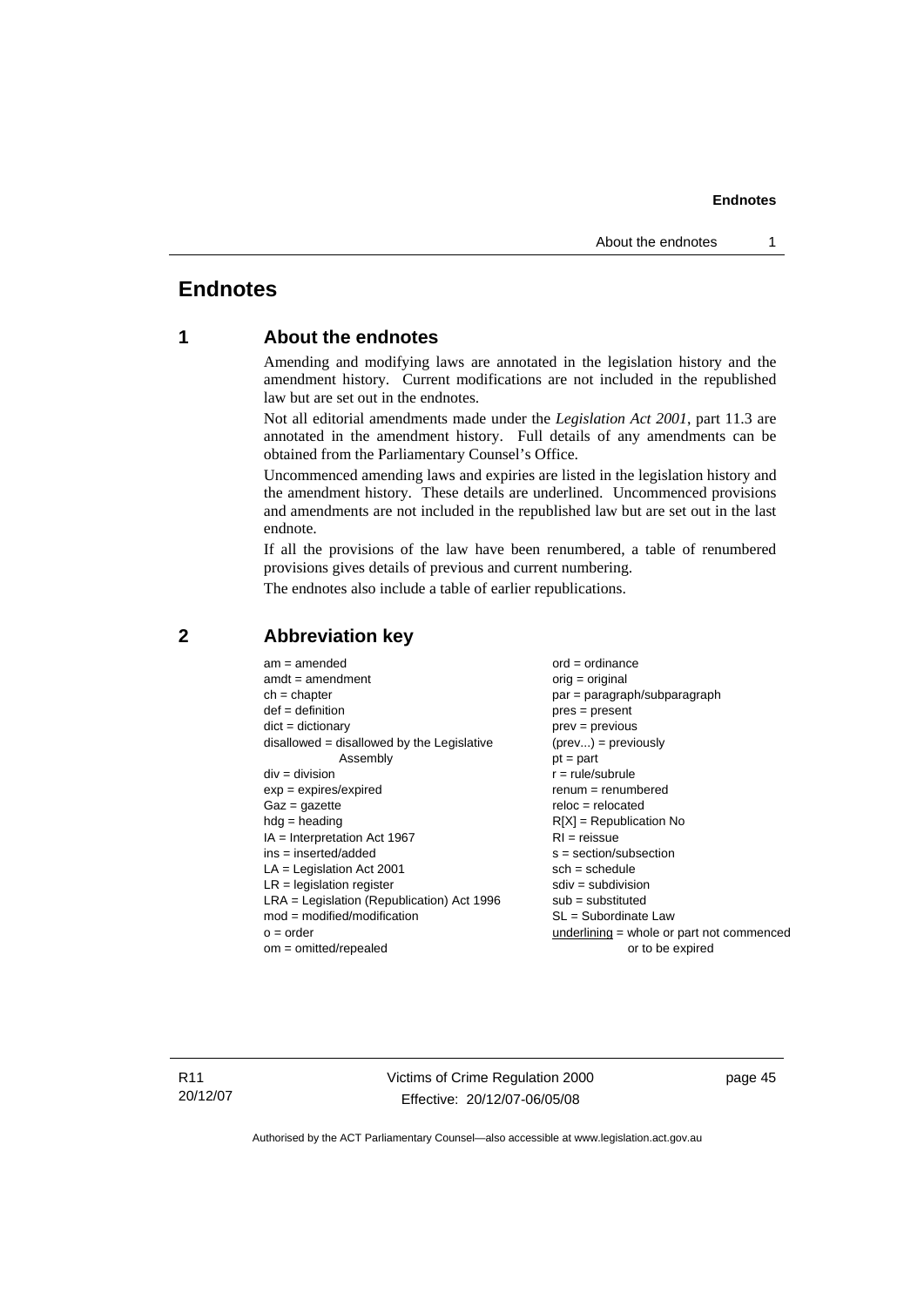# Endnotes

## 1 About the endnotes

Amending and modifying laws are annotated in the legislation history and the amendment history. Current modifications are not included in the republished law but are set out in the endnotes.

Not all editorial amendments made under the *Legislation Act 2001*, part 11.3 are annotated in the amendment history. Full details of any amendments can be obtained from the Parliamentary Counsel's Office.

Uncommenced amending laws and expiries are listed in the legislation history and the amendment history. These details are underlined. Uncommenced provisions and amendments are not included in the republished law but are set out in the last endnote.

If all the provisions of the law have been renumbered, a table of renumbered provisions gives details of previous and current numbering.

The endnotes also include a table of earlier republications.

## 2 Abbreviation key

am = amended
amdt = amendment
ch = chapter
def = definition
dict = dictionary
disallowed = disallowed by the Legislative Assembly
div = division
exp = expires/expired
Gaz = gazette
hdg = heading
IA = Interpretation Act 1967
ins = inserted/added
LA = Legislation Act 2001
LR = legislation register
LRA = Legislation (Republication) Act 1996
mod = modified/modification
o = order
om = omitted/repealed
ord = ordinance
orig = original
par = paragraph/subparagraph
pres = present
prev = previous
(prev...) = previously
pt = part
r = rule/subrule
renum = renumbered
reloc = relocated
R[X] = Republication No
RI = reissue
s = section/subsection
sch = schedule
sdiv = subdivision
sub = substituted
SL = Subordinate Law
underlining = whole or part not commenced or to be expired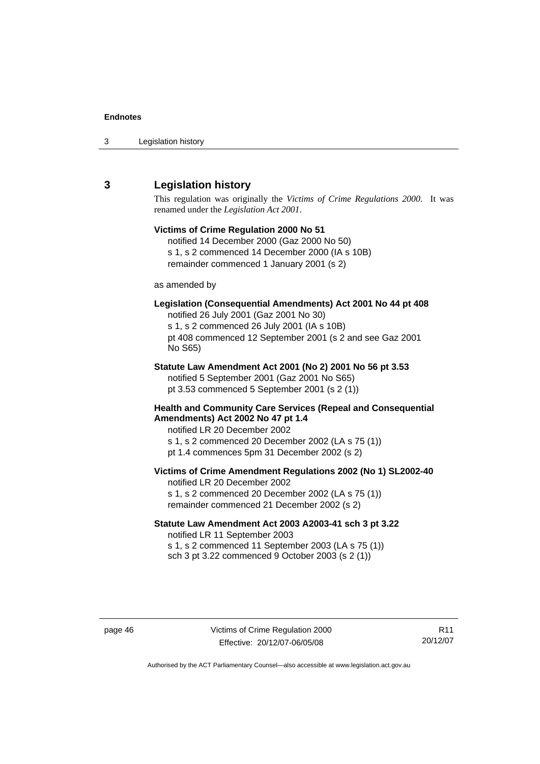## 3 Legislation history

This regulation was originally the *Victims of Crime Regulations 2000*. It was renamed under the *Legislation Act 2001*.

**Victims of Crime Regulation 2000 No 51**
notified 14 December 2000 (Gaz 2000 No 50)
s 1, s 2 commenced 14 December 2000 (IA s 10B)
remainder commenced 1 January 2001 (s 2)

as amended by

**Legislation (Consequential Amendments) Act 2001 No 44 pt 408**
notified 26 July 2001 (Gaz 2001 No 30)
s 1, s 2 commenced 26 July 2001 (IA s 10B)
pt 408 commenced 12 September 2001 (s 2 and see Gaz 2001 No S65)

**Statute Law Amendment Act 2001 (No 2) 2001 No 56 pt 3.53**
notified 5 September 2001 (Gaz 2001 No S65)
pt 3.53 commenced 5 September 2001 (s 2 (1))

**Health and Community Care Services (Repeal and Consequential Amendments) Act 2002 No 47 pt 1.4**
notified LR 20 December 2002
s 1, s 2 commenced 20 December 2002 (LA s 75 (1))
pt 1.4 commences 5pm 31 December 2002 (s 2)

**Victims of Crime Amendment Regulations 2002 (No 1) SL2002-40**
notified LR 20 December 2002
s 1, s 2 commenced 20 December 2002 (LA s 75 (1))
remainder commenced 21 December 2002 (s 2)

**Statute Law Amendment Act 2003 A2003-41 sch 3 pt 3.22**
notified LR 11 September 2003
s 1, s 2 commenced 11 September 2003 (LA s 75 (1))
sch 3 pt 3.22 commenced 9 October 2003 (s 2 (1))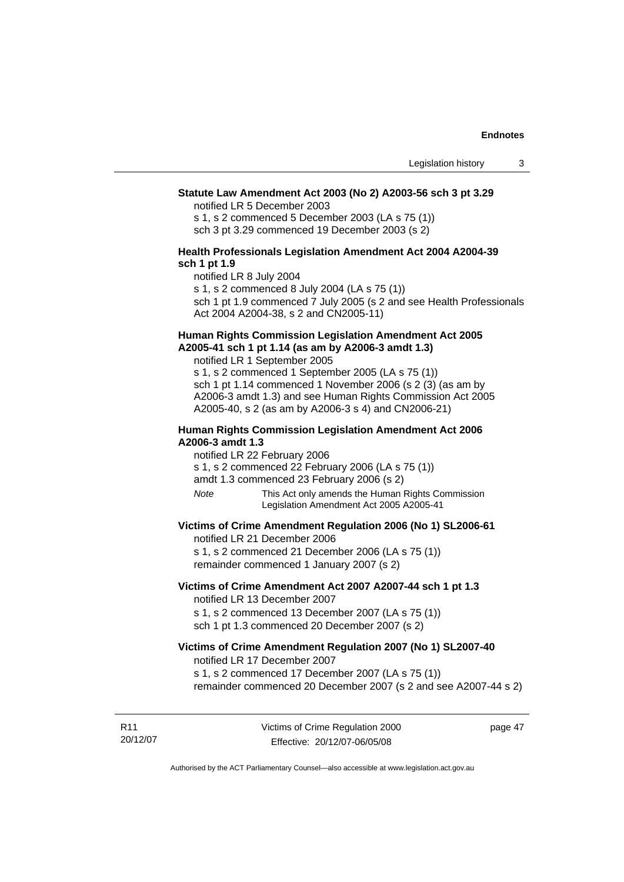**Statute Law Amendment Act 2003 (No 2) A2003-56 sch 3 pt 3.29**

notified LR 5 December 2003

s 1, s 2 commenced 5 December 2003 (LA s 75 (1))

sch 3 pt 3.29 commenced 19 December 2003 (s 2)

**Health Professionals Legislation Amendment Act 2004 A2004-39 sch 1 pt 1.9**

notified LR 8 July 2004

s 1, s 2 commenced 8 July 2004 (LA s 75 (1))

sch 1 pt 1.9 commenced 7 July 2005 (s 2 and see Health Professionals Act 2004 A2004-38, s 2 and CN2005-11)

**Human Rights Commission Legislation Amendment Act 2005 A2005-41 sch 1 pt 1.14 (as am by A2006-3 amdt 1.3)**

notified LR 1 September 2005

s 1, s 2 commenced 1 September 2005 (LA s 75 (1))

sch 1 pt 1.14 commenced 1 November 2006 (s 2 (3) (as am by A2006-3 amdt 1.3) and see Human Rights Commission Act 2005 A2005-40, s 2 (as am by A2006-3 s 4) and CN2006-21)

**Human Rights Commission Legislation Amendment Act 2006 A2006-3 amdt 1.3**

notified LR 22 February 2006

s 1, s 2 commenced 22 February 2006 (LA s 75 (1))

amdt 1.3 commenced 23 February 2006 (s 2)

*Note* This Act only amends the Human Rights Commission Legislation Amendment Act 2005 A2005-41

**Victims of Crime Amendment Regulation 2006 (No 1) SL2006-61**

notified LR 21 December 2006

s 1, s 2 commenced 21 December 2006 (LA s 75 (1))

remainder commenced 1 January 2007 (s 2)

**Victims of Crime Amendment Act 2007 A2007-44 sch 1 pt 1.3**

notified LR 13 December 2007

s 1, s 2 commenced 13 December 2007 (LA s 75 (1))

sch 1 pt 1.3 commenced 20 December 2007 (s 2)

**Victims of Crime Amendment Regulation 2007 (No 1) SL2007-40**

notified LR 17 December 2007

s 1, s 2 commenced 17 December 2007 (LA s 75 (1))

remainder commenced 20 December 2007 (s 2 and see A2007-44 s 2)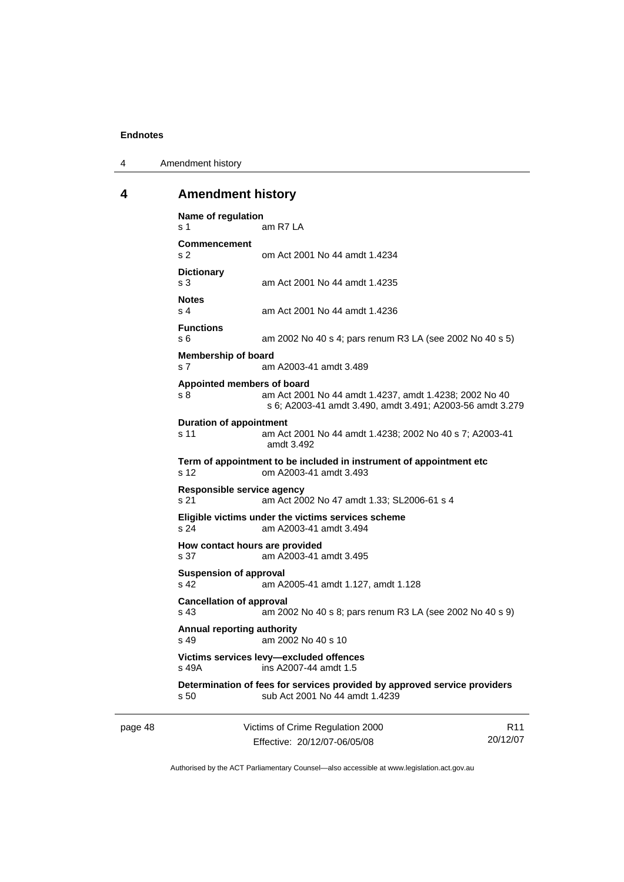## 4 Amendment history

**Name of regulation**
s 1 am R7 LA

**Commencement**
s 2 om Act 2001 No 44 amdt 1.4234

**Dictionary**
s 3 am Act 2001 No 44 amdt 1.4235

**Notes**
s 4 am Act 2001 No 44 amdt 1.4236

**Functions**
s 6 am 2002 No 40 s 4; pars renum R3 LA (see 2002 No 40 s 5)

**Membership of board**
s 7 am A2003-41 amdt 3.489

**Appointed members of board**
s 8 am Act 2001 No 44 amdt 1.4237, amdt 1.4238; 2002 No 40 s 6; A2003-41 amdt 3.490, amdt 3.491; A2003-56 amdt 3.279

**Duration of appointment**
s 11 am Act 2001 No 44 amdt 1.4238; 2002 No 40 s 7; A2003-41 amdt 3.492

**Term of appointment to be included in instrument of appointment etc**
s 12 om A2003-41 amdt 3.493

**Responsible service agency**
s 21 am Act 2002 No 47 amdt 1.33; SL2006-61 s 4

**Eligible victims under the victims services scheme**
s 24 am A2003-41 amdt 3.494

**How contact hours are provided**
s 37 am A2003-41 amdt 3.495

**Suspension of approval**
s 42 am A2005-41 amdt 1.127, amdt 1.128

**Cancellation of approval**
s 43 am 2002 No 40 s 8; pars renum R3 LA (see 2002 No 40 s 9)

**Annual reporting authority**
s 49 am 2002 No 40 s 10

**Victims services levy—excluded offences**
s 49A ins A2007-44 amdt 1.5

**Determination of fees for services provided by approved service providers**
s 50 sub Act 2001 No 44 amdt 1.4239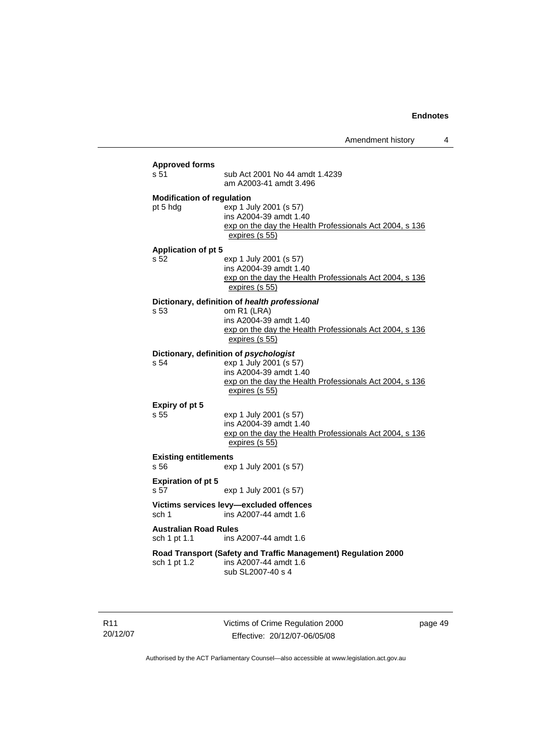**Approved forms**
s 51 sub Act 2001 No 44 amdt 1.4239
am A2003-41 amdt 3.496

**Modification of regulation**
pt 5 hdg exp 1 July 2001 (s 57)
ins A2004-39 amdt 1.40
exp on the day the Health Professionals Act 2004, s 136 expires (s 55)

**Application of pt 5**
s 52 exp 1 July 2001 (s 57)
ins A2004-39 amdt 1.40
exp on the day the Health Professionals Act 2004, s 136 expires (s 55)

**Dictionary, definition of *health professional***
s 53 om R1 (LRA)
ins A2004-39 amdt 1.40
exp on the day the Health Professionals Act 2004, s 136 expires (s 55)

**Dictionary, definition of *psychologist***
s 54 exp 1 July 2001 (s 57)
ins A2004-39 amdt 1.40
exp on the day the Health Professionals Act 2004, s 136 expires (s 55)

**Expiry of pt 5**
s 55 exp 1 July 2001 (s 57)
ins A2004-39 amdt 1.40
exp on the day the Health Professionals Act 2004, s 136 expires (s 55)

**Existing entitlements**
s 56 exp 1 July 2001 (s 57)

**Expiration of pt 5**
s 57 exp 1 July 2001 (s 57)

**Victims services levy—excluded offences**
sch 1 ins A2007-44 amdt 1.6

**Australian Road Rules**
sch 1 pt 1.1 ins A2007-44 amdt 1.6

**Road Transport (Safety and Traffic Management) Regulation 2000**
sch 1 pt 1.2 ins A2007-44 amdt 1.6
sub SL2007-40 s 4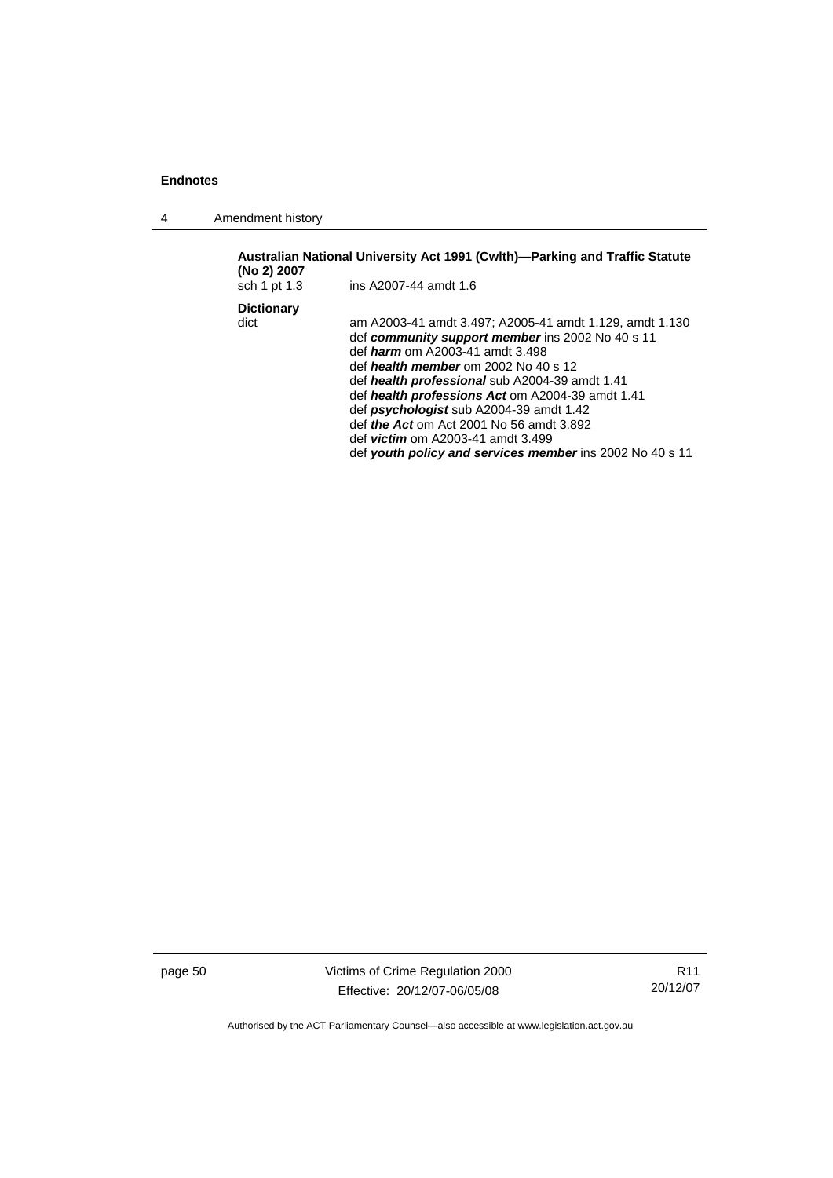**Australian National University Act 1991 (Cwlth)—Parking and Traffic Statute (No 2) 2007**

sch 1 pt 1.3 ins A2007-44 amdt 1.6

**Dictionary**

dict am A2003-41 amdt 3.497; A2005-41 amdt 1.129, amdt 1.130
def ***community support member*** ins 2002 No 40 s 11
def ***harm*** om A2003-41 amdt 3.498
def ***health member*** om 2002 No 40 s 12
def ***health professional*** sub A2004-39 amdt 1.41
def ***health professions Act*** om A2004-39 amdt 1.41
def ***psychologist*** sub A2004-39 amdt 1.42
def ***the Act*** om Act 2001 No 56 amdt 3.892
def ***victim*** om A2003-41 amdt 3.499
def ***youth policy and services member*** ins 2002 No 40 s 11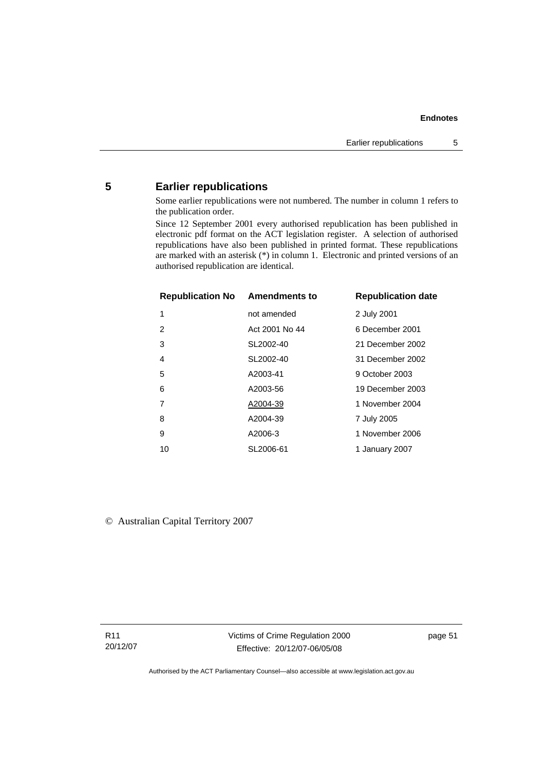## 5 Earlier republications

Some earlier republications were not numbered. The number in column 1 refers to the publication order.

Since 12 September 2001 every authorised republication has been published in electronic pdf format on the ACT legislation register. A selection of authorised republications have also been published in printed format. These republications are marked with an asterisk (*) in column 1. Electronic and printed versions of an authorised republication are identical.

| Republication No | Amendments to | Republication date |
|---|---|---|
| 1 | not amended | 2 July 2001 |
| 2 | Act 2001 No 44 | 6 December 2001 |
| 3 | SL2002-40 | 21 December 2002 |
| 4 | SL2002-40 | 31 December 2002 |
| 5 | A2003-41 | 9 October 2003 |
| 6 | A2003-56 | 19 December 2003 |
| 7 | A2004-39 | 1 November 2004 |
| 8 | A2004-39 | 7 July 2005 |
| 9 | A2006-3 | 1 November 2006 |
| 10 | SL2006-61 | 1 January 2007 |

© Australian Capital Territory 2007